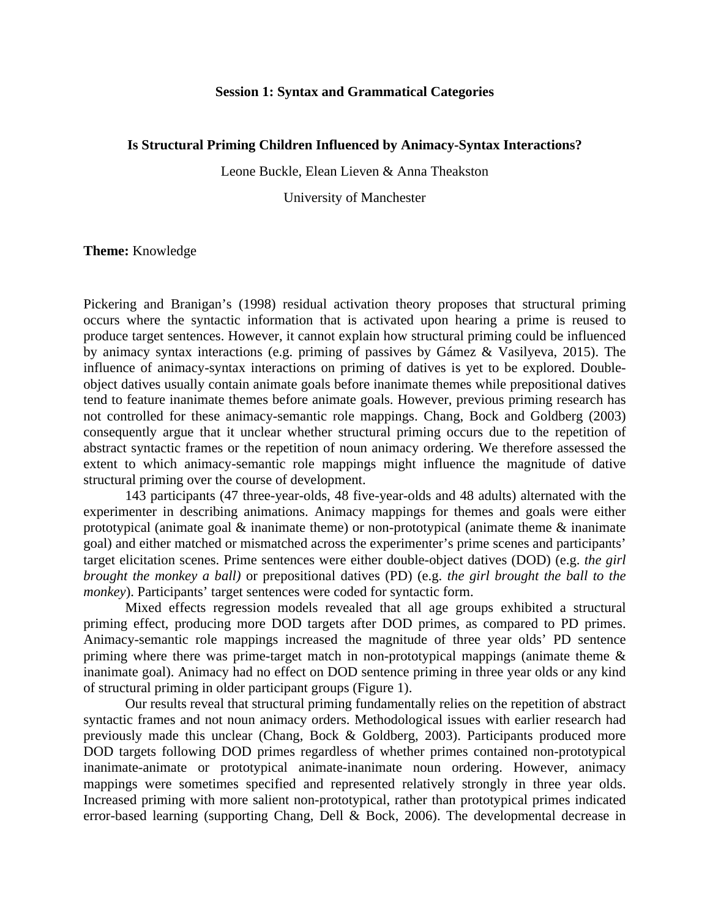**Session 1: Syntax and Grammatical Categories**

**Is Structural Priming Children Influenced by Animacy-Syntax Interactions?**

Leone Buckle, Elean Lieven & Anna Theakston

University of Manchester

**Theme:** Knowledge

Pickering and Branigan's (1998) residual activation theory proposes that structural priming occurs where the syntactic information that is activated upon hearing a prime is reused to produce target sentences. However, it cannot explain how structural priming could be influenced by animacy syntax interactions (e.g. priming of passives by Gámez & Vasilyeva, 2015). The influence of animacy-syntax interactions on priming of datives is yet to be explored. Double-object datives usually contain animate goals before inanimate themes while prepositional datives tend to feature inanimate themes before animate goals. However, previous priming research has not controlled for these animacy-semantic role mappings. Chang, Bock and Goldberg (2003) consequently argue that it unclear whether structural priming occurs due to the repetition of abstract syntactic frames or the repetition of noun animacy ordering. We therefore assessed the extent to which animacy-semantic role mappings might influence the magnitude of dative structural priming over the course of development.

143 participants (47 three-year-olds, 48 five-year-olds and 48 adults) alternated with the experimenter in describing animations. Animacy mappings for themes and goals were either prototypical (animate goal & inanimate theme) or non-prototypical (animate theme & inanimate goal) and either matched or mismatched across the experimenter's prime scenes and participants' target elicitation scenes. Prime sentences were either double-object datives (DOD) (e.g. *the girl brought the monkey a ball)* or prepositional datives (PD) (e.g. *the girl brought the ball to the monkey*). Participants' target sentences were coded for syntactic form.

Mixed effects regression models revealed that all age groups exhibited a structural priming effect, producing more DOD targets after DOD primes, as compared to PD primes. Animacy-semantic role mappings increased the magnitude of three year olds' PD sentence priming where there was prime-target match in non-prototypical mappings (animate theme & inanimate goal). Animacy had no effect on DOD sentence priming in three year olds or any kind of structural priming in older participant groups (Figure 1).

Our results reveal that structural priming fundamentally relies on the repetition of abstract syntactic frames and not noun animacy orders. Methodological issues with earlier research had previously made this unclear (Chang, Bock & Goldberg, 2003). Participants produced more DOD targets following DOD primes regardless of whether primes contained non-prototypical inanimate-animate or prototypical animate-inanimate noun ordering. However, animacy mappings were sometimes specified and represented relatively strongly in three year olds. Increased priming with more salient non-prototypical, rather than prototypical primes indicated error-based learning (supporting Chang, Dell & Bock, 2006). The developmental decrease in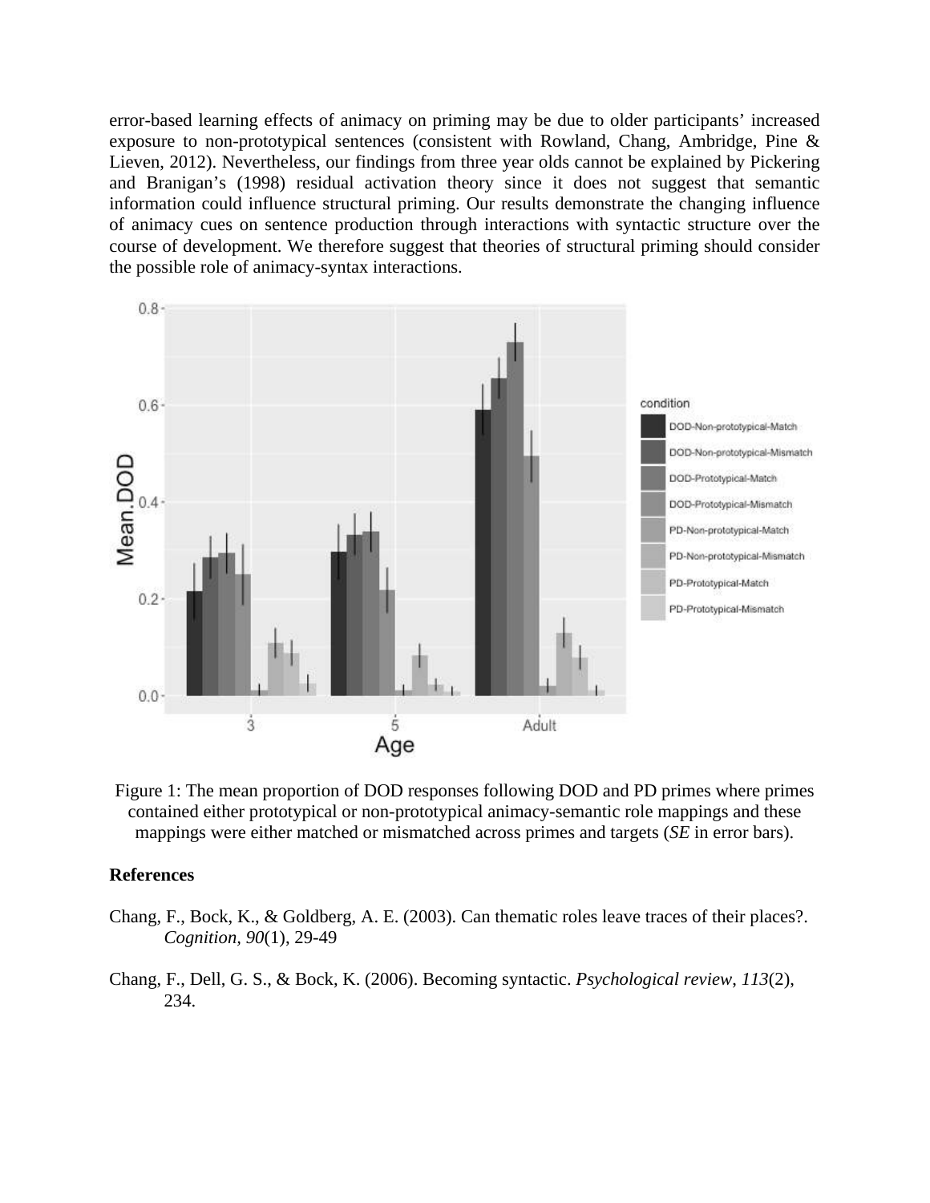error-based learning effects of animacy on priming may be due to older participants' increased exposure to non-prototypical sentences (consistent with Rowland, Chang, Ambridge, Pine & Lieven, 2012). Nevertheless, our findings from three year olds cannot be explained by Pickering and Branigan's (1998) residual activation theory since it does not suggest that semantic information could influence structural priming. Our results demonstrate the changing influence of animacy cues on sentence production through interactions with syntactic structure over the course of development. We therefore suggest that theories of structural priming should consider the possible role of animacy-syntax interactions.

Figure 1: The mean proportion of DOD responses following DOD and PD primes where primes contained either prototypical or non-prototypical animacy-semantic role mappings and these mappings were either matched or mismatched across primes and targets (*SE* in error bars).

**References**

Chang, F., Bock, K., & Goldberg, A. E. (2003). Can thematic roles leave traces of their places?. *Cognition*, *90*(1), 29-49

Chang, F., Dell, G. S., & Bock, K. (2006). Becoming syntactic. *Psychological review*, *113*(2), 234.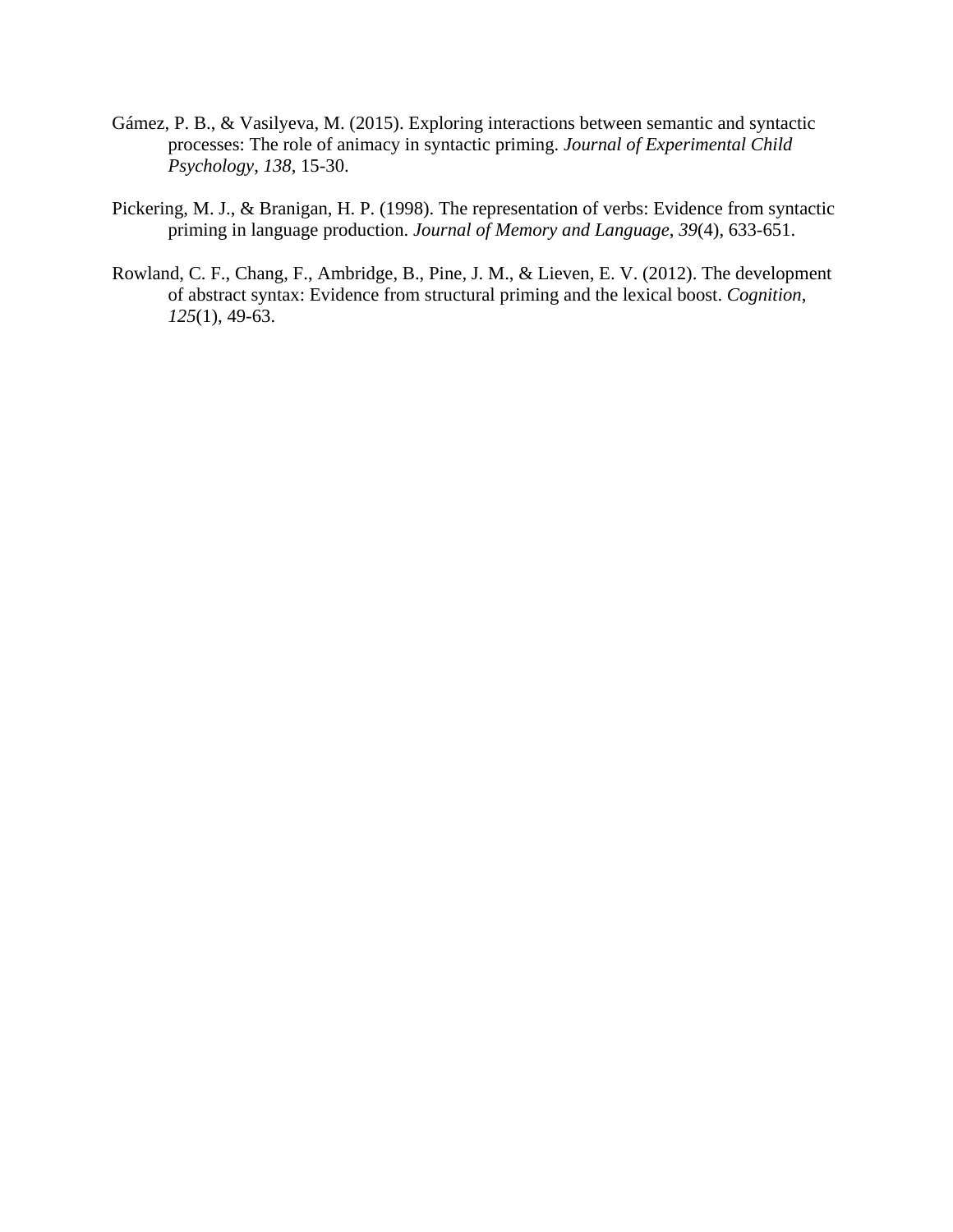Gámez, P. B., & Vasilyeva, M. (2015). Exploring interactions between semantic and syntactic processes: The role of animacy in syntactic priming. *Journal of Experimental Child Psychology*, *138*, 15-30.

Pickering, M. J., & Branigan, H. P. (1998). The representation of verbs: Evidence from syntactic priming in language production. *Journal of Memory and Language*, *39*(4), 633-651.

Rowland, C. F., Chang, F., Ambridge, B., Pine, J. M., & Lieven, E. V. (2012). The development of abstract syntax: Evidence from structural priming and the lexical boost. *Cognition*, *125*(1), 49-63.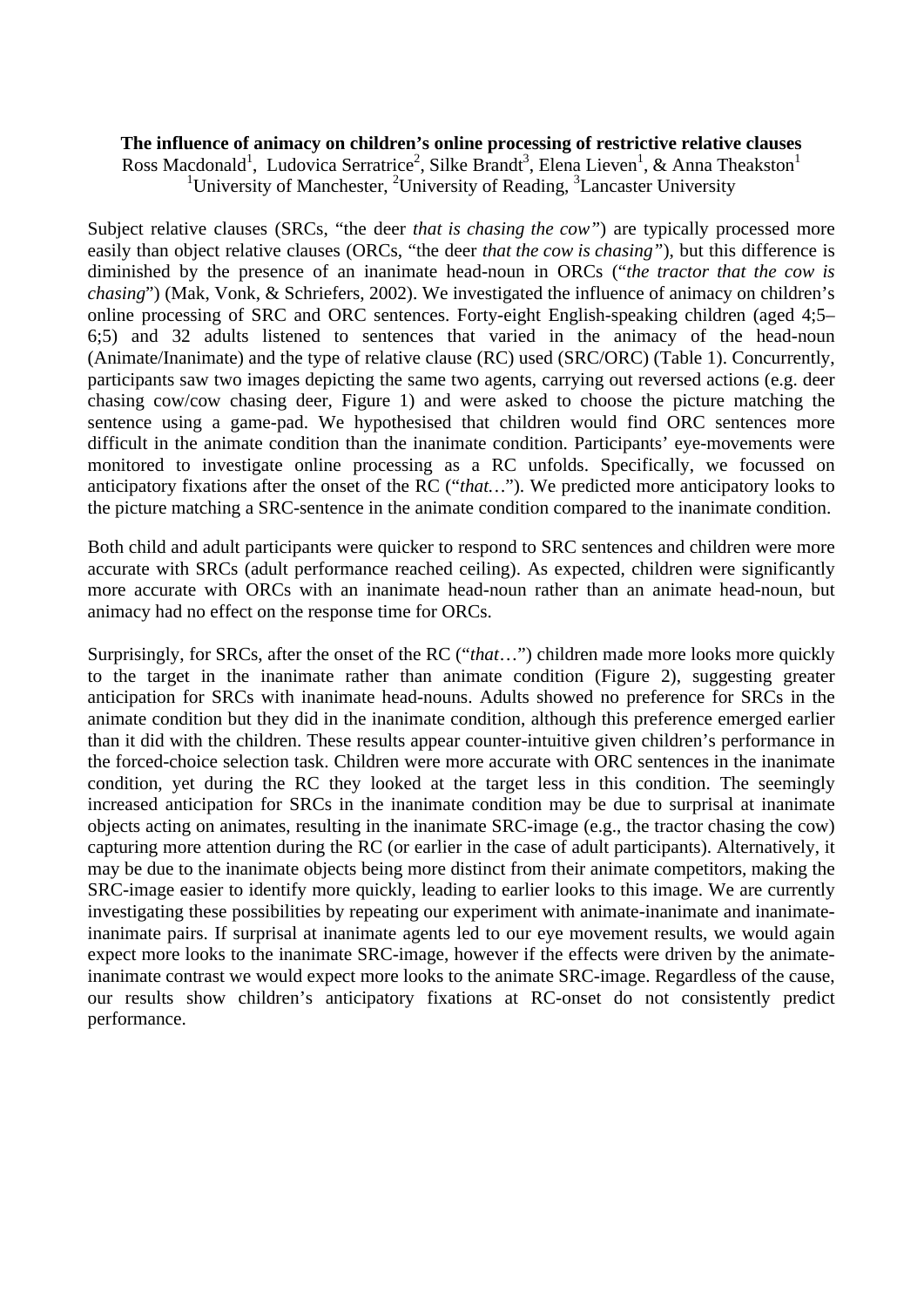**The influence of animacy on children's online processing of restrictive relative clauses**

Ross Macdonald[1], Ludovica Serratrice[2], Silke Brandt[3], Elena Lieven[1], & Anna Theakston[1]

[1]University of Manchester, [2]University of Reading, [3]Lancaster University

Subject relative clauses (SRCs, "the deer *that is chasing the cow"*) are typically processed more easily than object relative clauses (ORCs, "the deer *that the cow is chasing"*), but this difference is diminished by the presence of an inanimate head-noun in ORCs ("*the tractor that the cow is chasing*") (Mak, Vonk, & Schriefers, 2002). We investigated the influence of animacy on children's online processing of SRC and ORC sentences. Forty-eight English-speaking children (aged 4;5–6;5) and 32 adults listened to sentences that varied in the animacy of the head-noun (Animate/Inanimate) and the type of relative clause (RC) used (SRC/ORC) (Table 1). Concurrently, participants saw two images depicting the same two agents, carrying out reversed actions (e.g. deer chasing cow/cow chasing deer, Figure 1) and were asked to choose the picture matching the sentence using a game-pad. We hypothesised that children would find ORC sentences more difficult in the animate condition than the inanimate condition. Participants' eye-movements were monitored to investigate online processing as a RC unfolds. Specifically, we focussed on anticipatory fixations after the onset of the RC ("*that…*"). We predicted more anticipatory looks to the picture matching a SRC-sentence in the animate condition compared to the inanimate condition.

Both child and adult participants were quicker to respond to SRC sentences and children were more accurate with SRCs (adult performance reached ceiling). As expected, children were significantly more accurate with ORCs with an inanimate head-noun rather than an animate head-noun, but animacy had no effect on the response time for ORCs.

Surprisingly, for SRCs, after the onset of the RC ("*that*…") children made more looks more quickly to the target in the inanimate rather than animate condition (Figure 2), suggesting greater anticipation for SRCs with inanimate head-nouns. Adults showed no preference for SRCs in the animate condition but they did in the inanimate condition, although this preference emerged earlier than it did with the children. These results appear counter-intuitive given children's performance in the forced-choice selection task. Children were more accurate with ORC sentences in the inanimate condition, yet during the RC they looked at the target less in this condition. The seemingly increased anticipation for SRCs in the inanimate condition may be due to surprisal at inanimate objects acting on animates, resulting in the inanimate SRC-image (e.g., the tractor chasing the cow) capturing more attention during the RC (or earlier in the case of adult participants). Alternatively, it may be due to the inanimate objects being more distinct from their animate competitors, making the SRC-image easier to identify more quickly, leading to earlier looks to this image. We are currently investigating these possibilities by repeating our experiment with animate-inanimate and inanimate-inanimate pairs. If surprisal at inanimate agents led to our eye movement results, we would again expect more looks to the inanimate SRC-image, however if the effects were driven by the animate-inanimate contrast we would expect more looks to the animate SRC-image. Regardless of the cause, our results show children's anticipatory fixations at RC-onset do not consistently predict performance.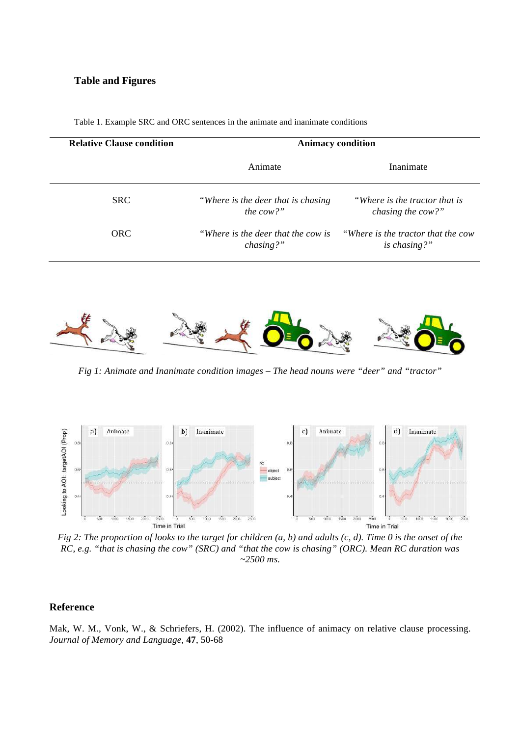## Table and Figures

Table 1. Example SRC and ORC sentences in the animate and inanimate conditions

| Relative Clause condition | Animacy condition | |
|---|---|---|
| | Animate | Inanimate |
| SRC | *"Where is the deer that is chasing the cow?"* | *"Where is the tractor that is chasing the cow?"* |
| ORC | *"Where is the deer that the cow is chasing?"* | *"Where is the tractor that the cow is chasing?"* |

*Fig 1: Animate and Inanimate condition images – The head nouns were "deer" and "tractor"*

*Fig 2: The proportion of looks to the target for children (a, b) and adults (c, d). Time 0 is the onset of the RC, e.g. "that is chasing the cow" (SRC) and "that the cow is chasing" (ORC). Mean RC duration was ~2500 ms.*

## Reference

Mak, W. M., Vonk, W., & Schriefers, H. (2002). The influence of animacy on relative clause processing. *Journal of Memory and Language*, **47**, 50-68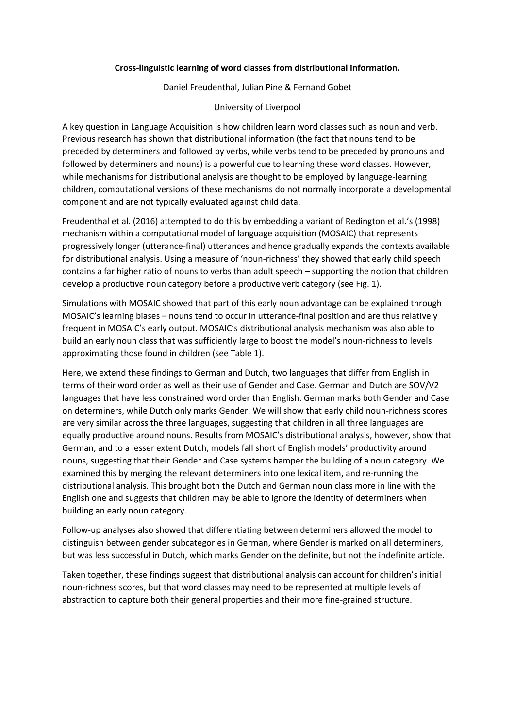**Cross-linguistic learning of word classes from distributional information.**

Daniel Freudenthal, Julian Pine & Fernand Gobet

University of Liverpool

A key question in Language Acquisition is how children learn word classes such as noun and verb. Previous research has shown that distributional information (the fact that nouns tend to be preceded by determiners and followed by verbs, while verbs tend to be preceded by pronouns and followed by determiners and nouns) is a powerful cue to learning these word classes. However, while mechanisms for distributional analysis are thought to be employed by language-learning children, computational versions of these mechanisms do not normally incorporate a developmental component and are not typically evaluated against child data.

Freudenthal et al. (2016) attempted to do this by embedding a variant of Redington et al.'s (1998) mechanism within a computational model of language acquisition (MOSAIC) that represents progressively longer (utterance-final) utterances and hence gradually expands the contexts available for distributional analysis. Using a measure of 'noun-richness' they showed that early child speech contains a far higher ratio of nouns to verbs than adult speech – supporting the notion that children develop a productive noun category before a productive verb category (see Fig. 1).

Simulations with MOSAIC showed that part of this early noun advantage can be explained through MOSAIC's learning biases – nouns tend to occur in utterance-final position and are thus relatively frequent in MOSAIC's early output. MOSAIC's distributional analysis mechanism was also able to build an early noun class that was sufficiently large to boost the model's noun-richness to levels approximating those found in children (see Table 1).

Here, we extend these findings to German and Dutch, two languages that differ from English in terms of their word order as well as their use of Gender and Case. German and Dutch are SOV/V2 languages that have less constrained word order than English. German marks both Gender and Case on determiners, while Dutch only marks Gender. We will show that early child noun-richness scores are very similar across the three languages, suggesting that children in all three languages are equally productive around nouns. Results from MOSAIC's distributional analysis, however, show that German, and to a lesser extent Dutch, models fall short of English models' productivity around nouns, suggesting that their Gender and Case systems hamper the building of a noun category. We examined this by merging the relevant determiners into one lexical item, and re-running the distributional analysis. This brought both the Dutch and German noun class more in line with the English one and suggests that children may be able to ignore the identity of determiners when building an early noun category.

Follow-up analyses also showed that differentiating between determiners allowed the model to distinguish between gender subcategories in German, where Gender is marked on all determiners, but was less successful in Dutch, which marks Gender on the definite, but not the indefinite article.

Taken together, these findings suggest that distributional analysis can account for children's initial noun-richness scores, but that word classes may need to be represented at multiple levels of abstraction to capture both their general properties and their more fine-grained structure.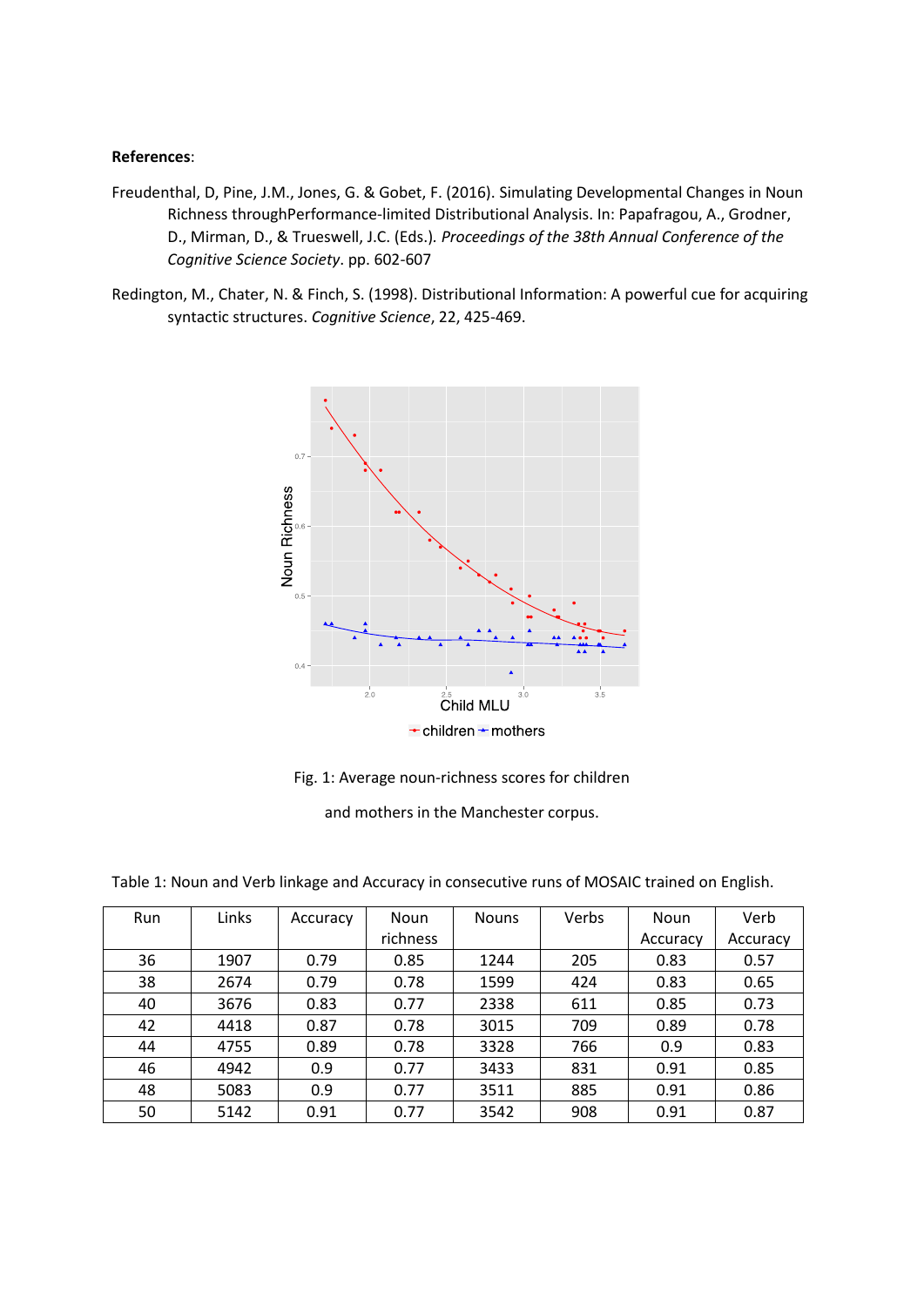**References**:

Freudenthal, D, Pine, J.M., Jones, G. & Gobet, F. (2016). Simulating Developmental Changes in Noun Richness throughPerformance-limited Distributional Analysis. In: Papafragou, A., Grodner, D., Mirman, D., & Trueswell, J.C. (Eds.). *Proceedings of the 38th Annual Conference of the Cognitive Science Society*. pp. 602-607

Redington, M., Chater, N. & Finch, S. (1998). Distributional Information: A powerful cue for acquiring syntactic structures. *Cognitive Science*, 22, 425-469.

Fig. 1: Average noun-richness scores for children and mothers in the Manchester corpus.

Table 1: Noun and Verb linkage and Accuracy in consecutive runs of MOSAIC trained on English.

| Run | Links | Accuracy | Noun richness | Nouns | Verbs | Noun Accuracy | Verb Accuracy |
|---|---|---|---|---|---|---|---|
| 36 | 1907 | 0.79 | 0.85 | 1244 | 205 | 0.83 | 0.57 |
| 38 | 2674 | 0.79 | 0.78 | 1599 | 424 | 0.83 | 0.65 |
| 40 | 3676 | 0.83 | 0.77 | 2338 | 611 | 0.85 | 0.73 |
| 42 | 4418 | 0.87 | 0.78 | 3015 | 709 | 0.89 | 0.78 |
| 44 | 4755 | 0.89 | 0.78 | 3328 | 766 | 0.9 | 0.83 |
| 46 | 4942 | 0.9 | 0.77 | 3433 | 831 | 0.91 | 0.85 |
| 48 | 5083 | 0.9 | 0.77 | 3511 | 885 | 0.91 | 0.86 |
| 50 | 5142 | 0.91 | 0.77 | 3542 | 908 | 0.91 | 0.87 |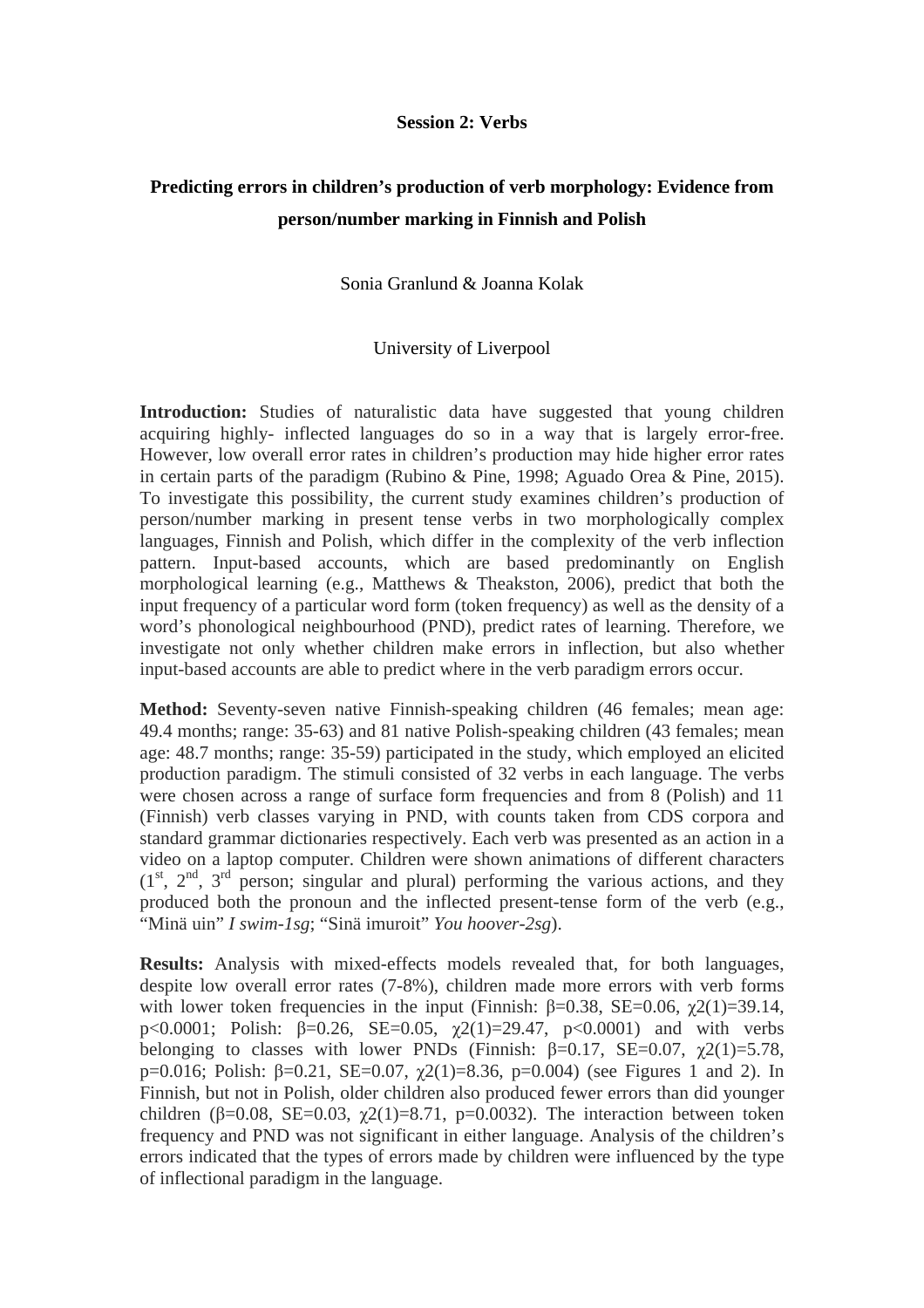## Session 2: Verbs

# Predicting errors in children's production of verb morphology: Evidence from person/number marking in Finnish and Polish

Sonia Granlund & Joanna Kolak

University of Liverpool

**Introduction:** Studies of naturalistic data have suggested that young children acquiring highly- inflected languages do so in a way that is largely error-free. However, low overall error rates in children's production may hide higher error rates in certain parts of the paradigm (Rubino & Pine, 1998; Aguado Orea & Pine, 2015). To investigate this possibility, the current study examines children's production of person/number marking in present tense verbs in two morphologically complex languages, Finnish and Polish, which differ in the complexity of the verb inflection pattern. Input-based accounts, which are based predominantly on English morphological learning (e.g., Matthews & Theakston, 2006), predict that both the input frequency of a particular word form (token frequency) as well as the density of a word's phonological neighbourhood (PND), predict rates of learning. Therefore, we investigate not only whether children make errors in inflection, but also whether input-based accounts are able to predict where in the verb paradigm errors occur.

**Method:** Seventy-seven native Finnish-speaking children (46 females; mean age: 49.4 months; range: 35-63) and 81 native Polish-speaking children (43 females; mean age: 48.7 months; range: 35-59) participated in the study, which employed an elicited production paradigm. The stimuli consisted of 32 verbs in each language. The verbs were chosen across a range of surface form frequencies and from 8 (Polish) and 11 (Finnish) verb classes varying in PND, with counts taken from CDS corpora and standard grammar dictionaries respectively. Each verb was presented as an action in a video on a laptop computer. Children were shown animations of different characters (1st, 2nd, 3rd person; singular and plural) performing the various actions, and they produced both the pronoun and the inflected present-tense form of the verb (e.g., "Minä uin" *I swim-1sg*; "Sinä imuroit" *You hoover-2sg*).

**Results:** Analysis with mixed-effects models revealed that, for both languages, despite low overall error rates (7-8%), children made more errors with verb forms with lower token frequencies in the input (Finnish: $\beta$=0.38, SE=0.06, $\chi2(1)$=39.14, $p<0.0001$; Polish: $\beta$=0.26, SE=0.05, $\chi2(1)$=29.47, $p<0.0001$) and with verbs belonging to classes with lower PNDs (Finnish: $\beta$=0.17, SE=0.07, $\chi2(1)$=5.78, $p$=0.016; Polish: $\beta$=0.21, SE=0.07, $\chi2(1)$=8.36, $p$=0.004) (see Figures 1 and 2). In Finnish, but not in Polish, older children also produced fewer errors than did younger children ($\beta$=0.08, SE=0.03, $\chi2(1)$=8.71, $p$=0.0032). The interaction between token frequency and PND was not significant in either language. Analysis of the children's errors indicated that the types of errors made by children were influenced by the type of inflectional paradigm in the language.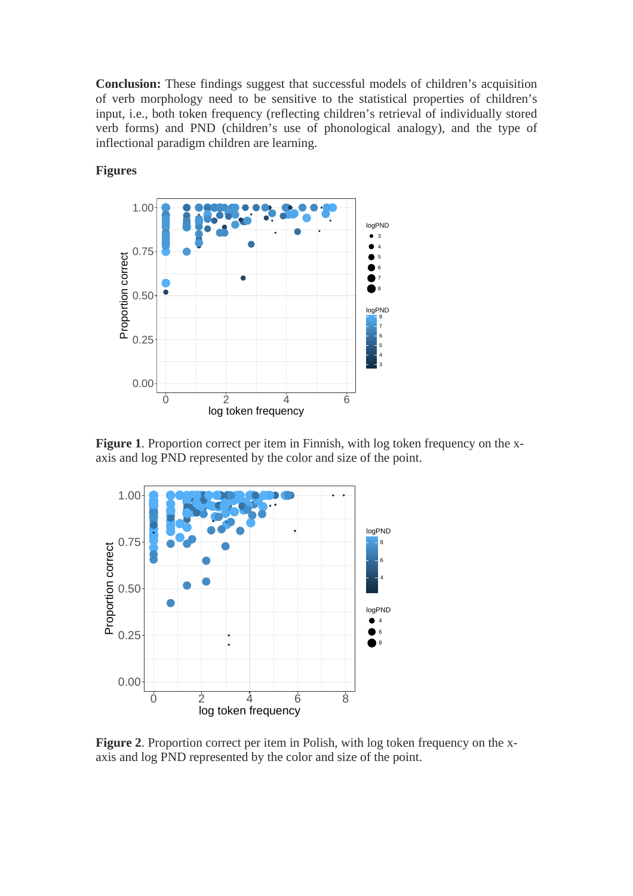**Conclusion:** These findings suggest that successful models of children's acquisition of verb morphology need to be sensitive to the statistical properties of children's input, i.e., both token frequency (reflecting children's retrieval of individually stored verb forms) and PND (children's use of phonological analogy), and the type of inflectional paradigm children are learning.

**Figures**

**Figure 1**. Proportion correct per item in Finnish, with log token frequency on the x-axis and log PND represented by the color and size of the point.

**Figure 2**. Proportion correct per item in Polish, with log token frequency on the x-axis and log PND represented by the color and size of the point.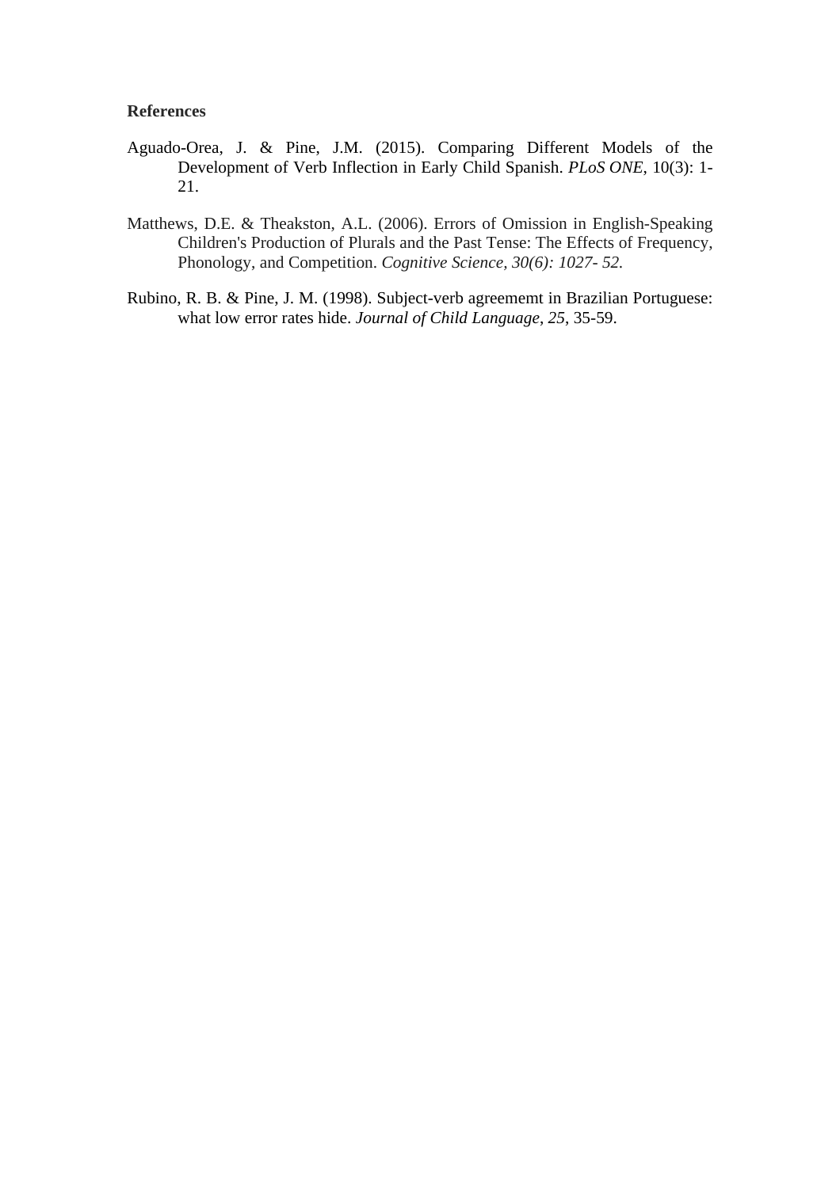**References**

Aguado-Orea, J. & Pine, J.M. (2015). Comparing Different Models of the Development of Verb Inflection in Early Child Spanish. *PLoS ONE*, 10(3): 1-21.

Matthews, D.E. & Theakston, A.L. (2006). Errors of Omission in English-Speaking Children's Production of Plurals and the Past Tense: The Effects of Frequency, Phonology, and Competition. *Cognitive Science, 30(6): 1027- 52.*

Rubino, R. B. & Pine, J. M. (1998). Subject-verb agreememt in Brazilian Portuguese: what low error rates hide. *Journal of Child Language*, *25*, 35-59.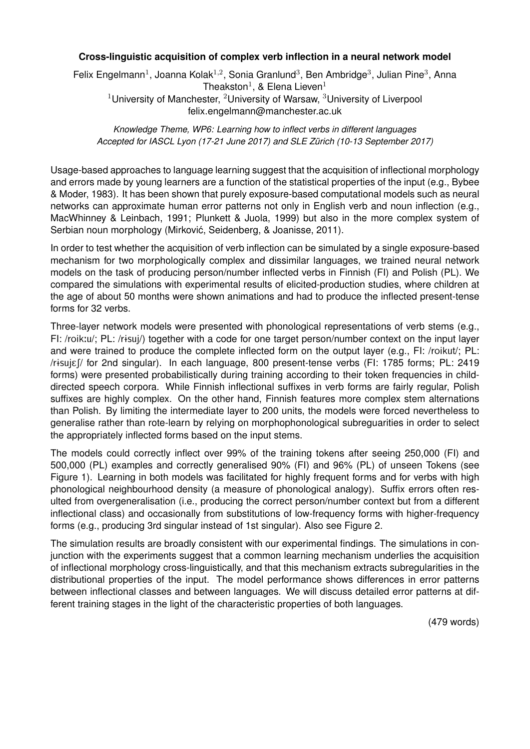**Cross-linguistic acquisition of complex verb inflection in a neural network model**

Felix Engelmann[1], Joanna Kolak[1,2], Sonia Granlund[3], Ben Ambridge[3], Julian Pine[3], Anna Theakston[1], & Elena Lieven[1]
[1]University of Manchester, [2]University of Warsaw, [3]University of Liverpool
felix.engelmann@manchester.ac.uk

*Knowledge Theme, WP6: Learning how to inflect verbs in different languages*
*Accepted for IASCL Lyon (17-21 June 2017) and SLE Zürich (10-13 September 2017)*

Usage-based approaches to language learning suggest that the acquisition of inflectional morphology and errors made by young learners are a function of the statistical properties of the input (e.g., Bybee & Moder, 1983). It has been shown that purely exposure-based computational models such as neural networks can approximate human error patterns not only in English verb and noun inflection (e.g., MacWhinney & Leinbach, 1991; Plunkett & Juola, 1999) but also in the more complex system of Serbian noun morphology (Mirković, Seidenberg, & Joanisse, 2011).

In order to test whether the acquisition of verb inflection can be simulated by a single exposure-based mechanism for two morphologically complex and dissimilar languages, we trained neural network models on the task of producing person/number inflected verbs in Finnish (FI) and Polish (PL). We compared the simulations with experimental results of elicited-production studies, where children at the age of about 50 months were shown animations and had to produce the inflected present-tense forms for 32 verbs.

Three-layer network models were presented with phonological representations of verb stems (e.g., FI: /roikːu/; PL: /rɨsuj/) together with a code for one target person/number context on the input layer and were trained to produce the complete inflected form on the output layer (e.g., FI: /roikut/; PL: /rɨsujɛʃ/ for 2nd singular). In each language, 800 present-tense verbs (FI: 1785 forms; PL: 2419 forms) were presented probabilistically during training according to their token frequencies in child-directed speech corpora. While Finnish inflectional suffixes in verb forms are fairly regular, Polish suffixes are highly complex. On the other hand, Finnish features more complex stem alternations than Polish. By limiting the intermediate layer to 200 units, the models were forced nevertheless to generalise rather than rote-learn by relying on morphophonological subreguarities in order to select the appropriately inflected forms based on the input stems.

The models could correctly inflect over 99% of the training tokens after seeing 250,000 (FI) and 500,000 (PL) examples and correctly generalised 90% (FI) and 96% (PL) of unseen Tokens (see Figure 1). Learning in both models was facilitated for highly frequent forms and for verbs with high phonological neighbourhood density (a measure of phonological analogy). Suffix errors often resulted from overgeneralisation (i.e., producing the correct person/number context but from a different inflectional class) and occasionally from substitutions of low-frequency forms with higher-frequency forms (e.g., producing 3rd singular instead of 1st singular). Also see Figure 2.

The simulation results are broadly consistent with our experimental findings. The simulations in conjunction with the experiments suggest that a common learning mechanism underlies the acquisition of inflectional morphology cross-linguistically, and that this mechanism extracts subregularities in the distributional properties of the input. The model performance shows differences in error patterns between inflectional classes and between languages. We will discuss detailed error patterns at different training stages in the light of the characteristic properties of both languages.

(479 words)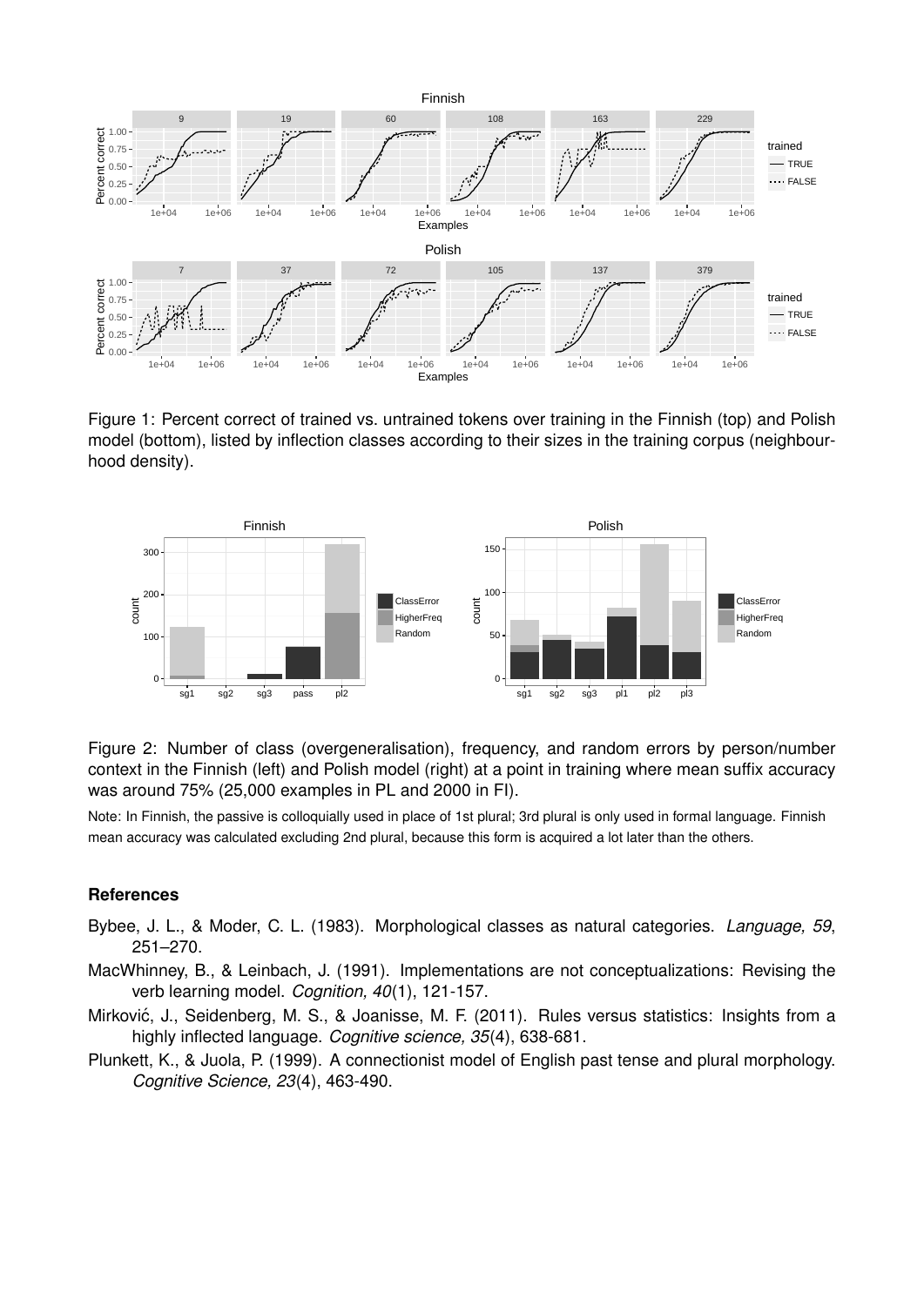Figure 1: Percent correct of trained vs. untrained tokens over training in the Finnish (top) and Polish model (bottom), listed by inflection classes according to their sizes in the training corpus (neighbourhood density).

Figure 2: Number of class (overgeneralisation), frequency, and random errors by person/number context in the Finnish (left) and Polish model (right) at a point in training where mean suffix accuracy was around 75% (25,000 examples in PL and 2000 in FI).

Note: In Finnish, the passive is colloquially used in place of 1st plural; 3rd plural is only used in formal language. Finnish mean accuracy was calculated excluding 2nd plural, because this form is acquired a lot later than the others.

## References

Bybee, J. L., & Moder, C. L. (1983). Morphological classes as natural categories. *Language, 59*, 251–270.

MacWhinney, B., & Leinbach, J. (1991). Implementations are not conceptualizations: Revising the verb learning model. *Cognition, 40*(1), 121-157.

Mirković, J., Seidenberg, M. S., & Joanisse, M. F. (2011). Rules versus statistics: Insights from a highly inflected language. *Cognitive science, 35*(4), 638-681.

Plunkett, K., & Juola, P. (1999). A connectionist model of English past tense and plural morphology. *Cognitive Science, 23*(4), 463-490.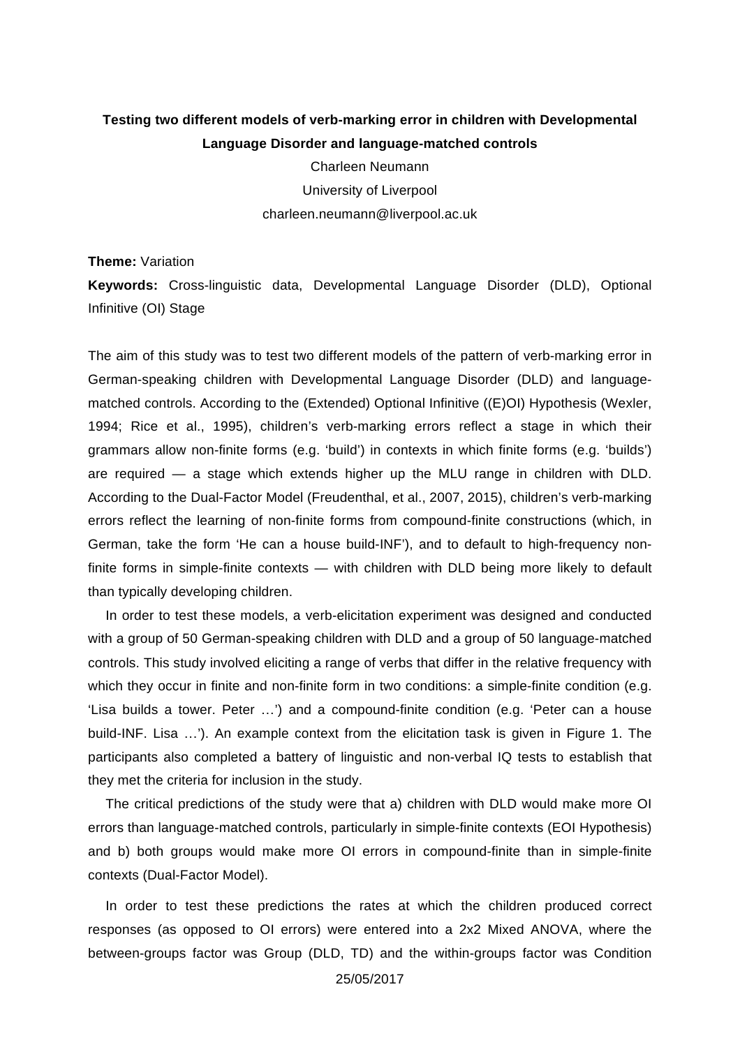**Testing two different models of verb-marking error in children with Developmental Language Disorder and language-matched controls**

Charleen Neumann

University of Liverpool

charleen.neumann@liverpool.ac.uk

**Theme:** Variation

**Keywords:** Cross-linguistic data, Developmental Language Disorder (DLD), Optional Infinitive (OI) Stage

The aim of this study was to test two different models of the pattern of verb-marking error in German-speaking children with Developmental Language Disorder (DLD) and language-matched controls. According to the (Extended) Optional Infinitive ((E)OI) Hypothesis (Wexler, 1994; Rice et al., 1995), children's verb-marking errors reflect a stage in which their grammars allow non-finite forms (e.g. 'build') in contexts in which finite forms (e.g. 'builds') are required — a stage which extends higher up the MLU range in children with DLD. According to the Dual-Factor Model (Freudenthal, et al., 2007, 2015), children's verb-marking errors reflect the learning of non-finite forms from compound-finite constructions (which, in German, take the form 'He can a house build-INF'), and to default to high-frequency non-finite forms in simple-finite contexts — with children with DLD being more likely to default than typically developing children.

In order to test these models, a verb-elicitation experiment was designed and conducted with a group of 50 German-speaking children with DLD and a group of 50 language-matched controls. This study involved eliciting a range of verbs that differ in the relative frequency with which they occur in finite and non-finite form in two conditions: a simple-finite condition (e.g. 'Lisa builds a tower. Peter …') and a compound-finite condition (e.g. 'Peter can a house build-INF. Lisa …'). An example context from the elicitation task is given in Figure 1. The participants also completed a battery of linguistic and non-verbal IQ tests to establish that they met the criteria for inclusion in the study.

The critical predictions of the study were that a) children with DLD would make more OI errors than language-matched controls, particularly in simple-finite contexts (EOI Hypothesis) and b) both groups would make more OI errors in compound-finite than in simple-finite contexts (Dual-Factor Model).

In order to test these predictions the rates at which the children produced correct responses (as opposed to OI errors) were entered into a 2x2 Mixed ANOVA, where the between-groups factor was Group (DLD, TD) and the within-groups factor was Condition

25/05/2017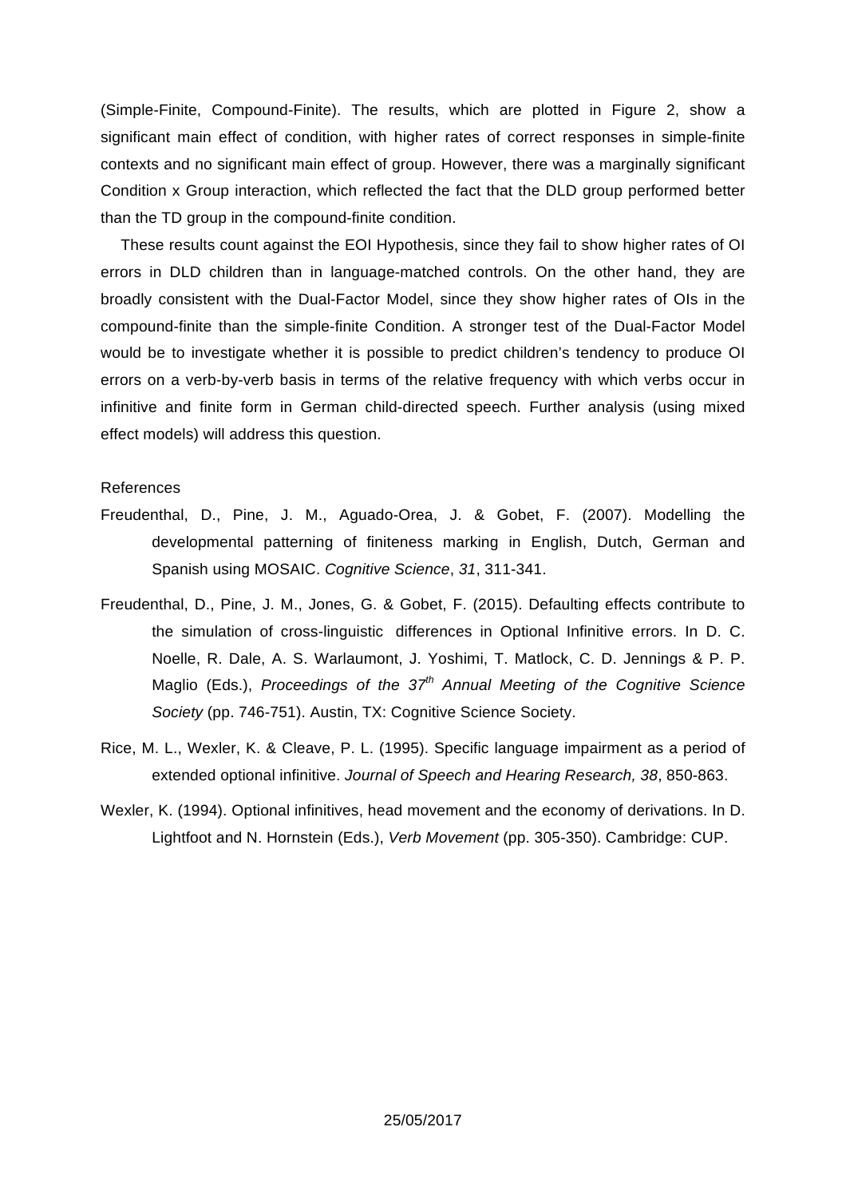(Simple-Finite, Compound-Finite). The results, which are plotted in Figure 2, show a significant main effect of condition, with higher rates of correct responses in simple-finite contexts and no significant main effect of group. However, there was a marginally significant Condition x Group interaction, which reflected the fact that the DLD group performed better than the TD group in the compound-finite condition.

These results count against the EOI Hypothesis, since they fail to show higher rates of OI errors in DLD children than in language-matched controls. On the other hand, they are broadly consistent with the Dual-Factor Model, since they show higher rates of OIs in the compound-finite than the simple-finite Condition. A stronger test of the Dual-Factor Model would be to investigate whether it is possible to predict children's tendency to produce OI errors on a verb-by-verb basis in terms of the relative frequency with which verbs occur in infinitive and finite form in German child-directed speech. Further analysis (using mixed effect models) will address this question.

References

Freudenthal, D., Pine, J. M., Aguado-Orea, J. & Gobet, F. (2007). Modelling the developmental patterning of finiteness marking in English, Dutch, German and Spanish using MOSAIC. *Cognitive Science*, *31*, 311-341.

Freudenthal, D., Pine, J. M., Jones, G. & Gobet, F. (2015). Defaulting effects contribute to the simulation of cross-linguistic differences in Optional Infinitive errors. In D. C. Noelle, R. Dale, A. S. Warlaumont, J. Yoshimi, T. Matlock, C. D. Jennings & P. P. Maglio (Eds.), *Proceedings of the 37th Annual Meeting of the Cognitive Science Society* (pp. 746-751). Austin, TX: Cognitive Science Society.

Rice, M. L., Wexler, K. & Cleave, P. L. (1995). Specific language impairment as a period of extended optional infinitive. *Journal of Speech and Hearing Research, 38*, 850-863.

Wexler, K. (1994). Optional infinitives, head movement and the economy of derivations. In D. Lightfoot and N. Hornstein (Eds.), *Verb Movement* (pp. 305-350). Cambridge: CUP.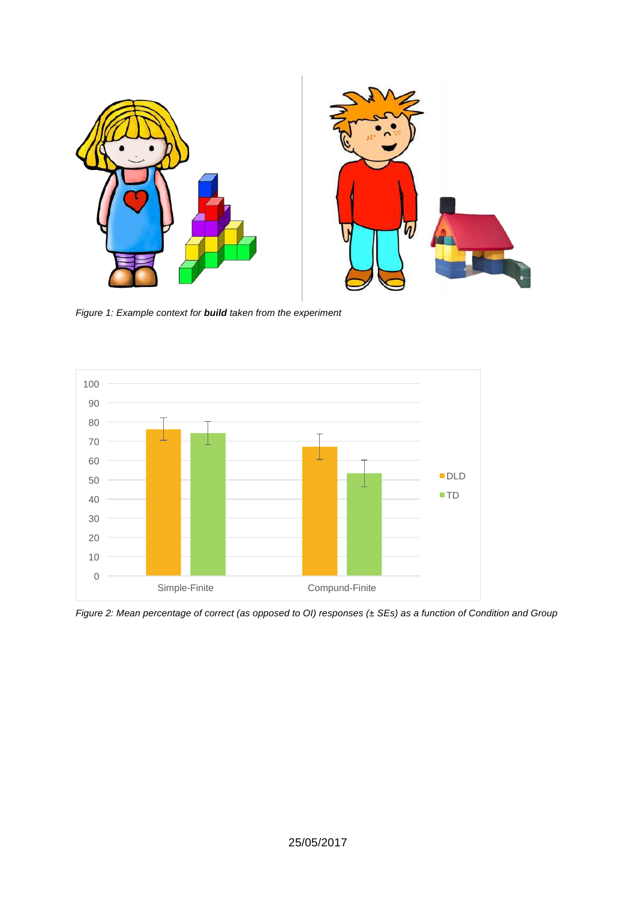*Figure 1: Example context for **build** taken from the experiment*

*Figure 2: Mean percentage of correct (as opposed to OI) responses (± SEs) as a function of Condition and Group*

25/05/2017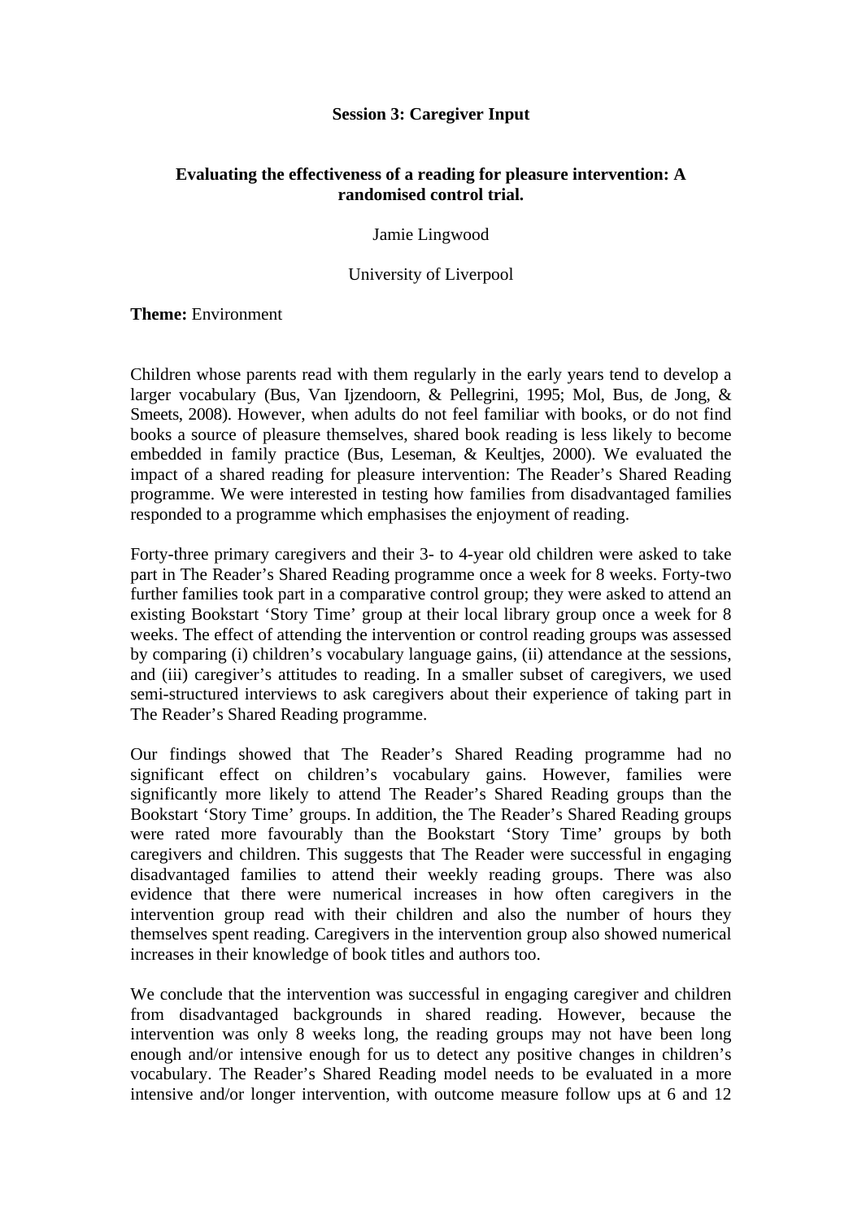**Session 3: Caregiver Input**

**Evaluating the effectiveness of a reading for pleasure intervention: A randomised control trial.**

Jamie Lingwood

University of Liverpool

**Theme:** Environment

Children whose parents read with them regularly in the early years tend to develop a larger vocabulary (Bus, Van Ijzendoorn, & Pellegrini, 1995; Mol, Bus, de Jong, & Smeets, 2008). However, when adults do not feel familiar with books, or do not find books a source of pleasure themselves, shared book reading is less likely to become embedded in family practice (Bus, Leseman, & Keultjes, 2000). We evaluated the impact of a shared reading for pleasure intervention: The Reader's Shared Reading programme. We were interested in testing how families from disadvantaged families responded to a programme which emphasises the enjoyment of reading.

Forty-three primary caregivers and their 3- to 4-year old children were asked to take part in The Reader's Shared Reading programme once a week for 8 weeks. Forty-two further families took part in a comparative control group; they were asked to attend an existing Bookstart 'Story Time' group at their local library group once a week for 8 weeks. The effect of attending the intervention or control reading groups was assessed by comparing (i) children's vocabulary language gains, (ii) attendance at the sessions, and (iii) caregiver's attitudes to reading. In a smaller subset of caregivers, we used semi-structured interviews to ask caregivers about their experience of taking part in The Reader's Shared Reading programme.

Our findings showed that The Reader's Shared Reading programme had no significant effect on children's vocabulary gains. However, families were significantly more likely to attend The Reader's Shared Reading groups than the Bookstart 'Story Time' groups. In addition, the The Reader's Shared Reading groups were rated more favourably than the Bookstart 'Story Time' groups by both caregivers and children. This suggests that The Reader were successful in engaging disadvantaged families to attend their weekly reading groups. There was also evidence that there were numerical increases in how often caregivers in the intervention group read with their children and also the number of hours they themselves spent reading. Caregivers in the intervention group also showed numerical increases in their knowledge of book titles and authors too.

We conclude that the intervention was successful in engaging caregiver and children from disadvantaged backgrounds in shared reading. However, because the intervention was only 8 weeks long, the reading groups may not have been long enough and/or intensive enough for us to detect any positive changes in children's vocabulary. The Reader's Shared Reading model needs to be evaluated in a more intensive and/or longer intervention, with outcome measure follow ups at 6 and 12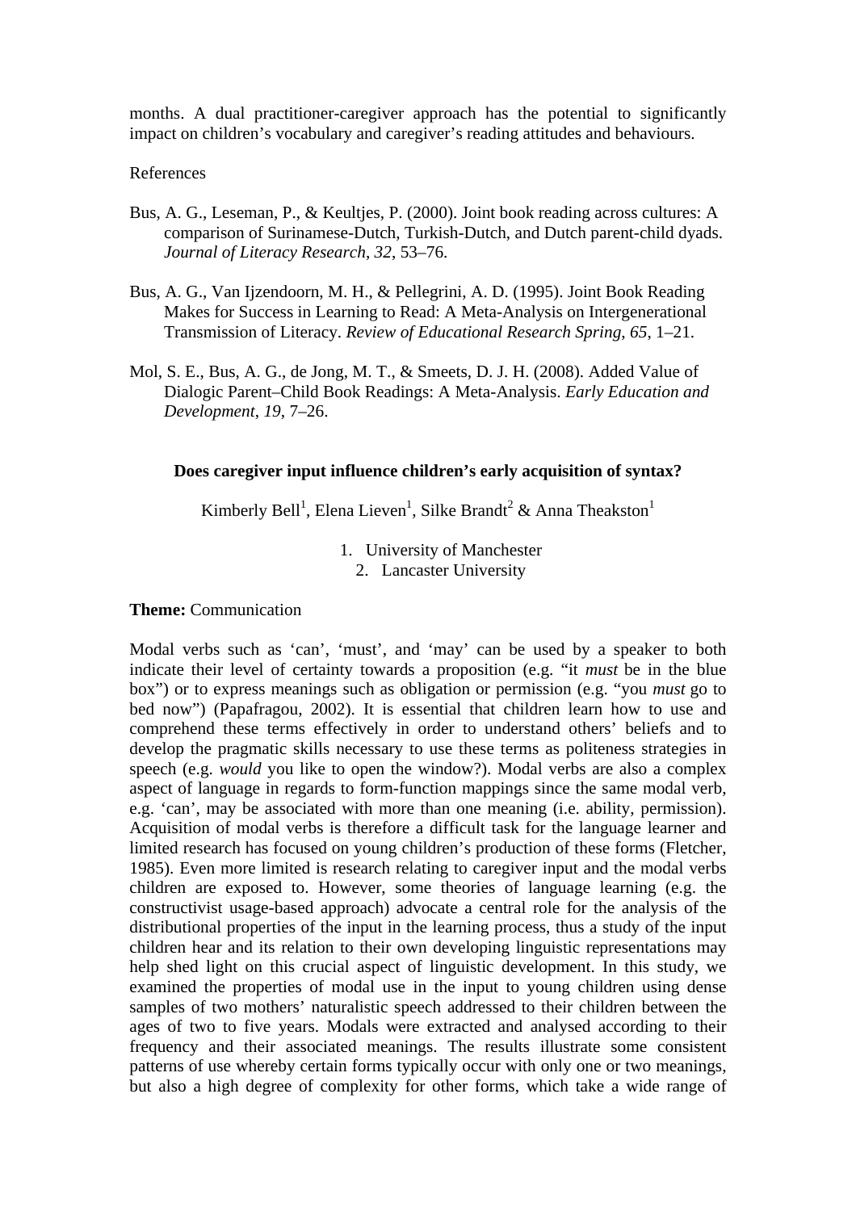months. A dual practitioner-caregiver approach has the potential to significantly impact on children's vocabulary and caregiver's reading attitudes and behaviours.

References

Bus, A. G., Leseman, P., & Keultjes, P. (2000). Joint book reading across cultures: A comparison of Surinamese-Dutch, Turkish-Dutch, and Dutch parent-child dyads. *Journal of Literacy Research*, *32*, 53–76.

Bus, A. G., Van Ijzendoorn, M. H., & Pellegrini, A. D. (1995). Joint Book Reading Makes for Success in Learning to Read: A Meta-Analysis on Intergenerational Transmission of Literacy. *Review of Educational Research Spring*, *65*, 1–21.

Mol, S. E., Bus, A. G., de Jong, M. T., & Smeets, D. J. H. (2008). Added Value of Dialogic Parent–Child Book Readings: A Meta-Analysis. *Early Education and Development*, *19*, 7–26.

**Does caregiver input influence children's early acquisition of syntax?**

Kimberly Bell[1], Elena Lieven[1], Silke Brandt[2] & Anna Theakston[1]

1. University of Manchester
2. Lancaster University

**Theme:** Communication

Modal verbs such as 'can', 'must', and 'may' can be used by a speaker to both indicate their level of certainty towards a proposition (e.g. "it *must* be in the blue box") or to express meanings such as obligation or permission (e.g. "you *must* go to bed now") (Papafragou, 2002). It is essential that children learn how to use and comprehend these terms effectively in order to understand others' beliefs and to develop the pragmatic skills necessary to use these terms as politeness strategies in speech (e.g. *would* you like to open the window?). Modal verbs are also a complex aspect of language in regards to form-function mappings since the same modal verb, e.g. 'can', may be associated with more than one meaning (i.e. ability, permission). Acquisition of modal verbs is therefore a difficult task for the language learner and limited research has focused on young children's production of these forms (Fletcher, 1985). Even more limited is research relating to caregiver input and the modal verbs children are exposed to. However, some theories of language learning (e.g. the constructivist usage-based approach) advocate a central role for the analysis of the distributional properties of the input in the learning process, thus a study of the input children hear and its relation to their own developing linguistic representations may help shed light on this crucial aspect of linguistic development. In this study, we examined the properties of modal use in the input to young children using dense samples of two mothers' naturalistic speech addressed to their children between the ages of two to five years. Modals were extracted and analysed according to their frequency and their associated meanings. The results illustrate some consistent patterns of use whereby certain forms typically occur with only one or two meanings, but also a high degree of complexity for other forms, which take a wide range of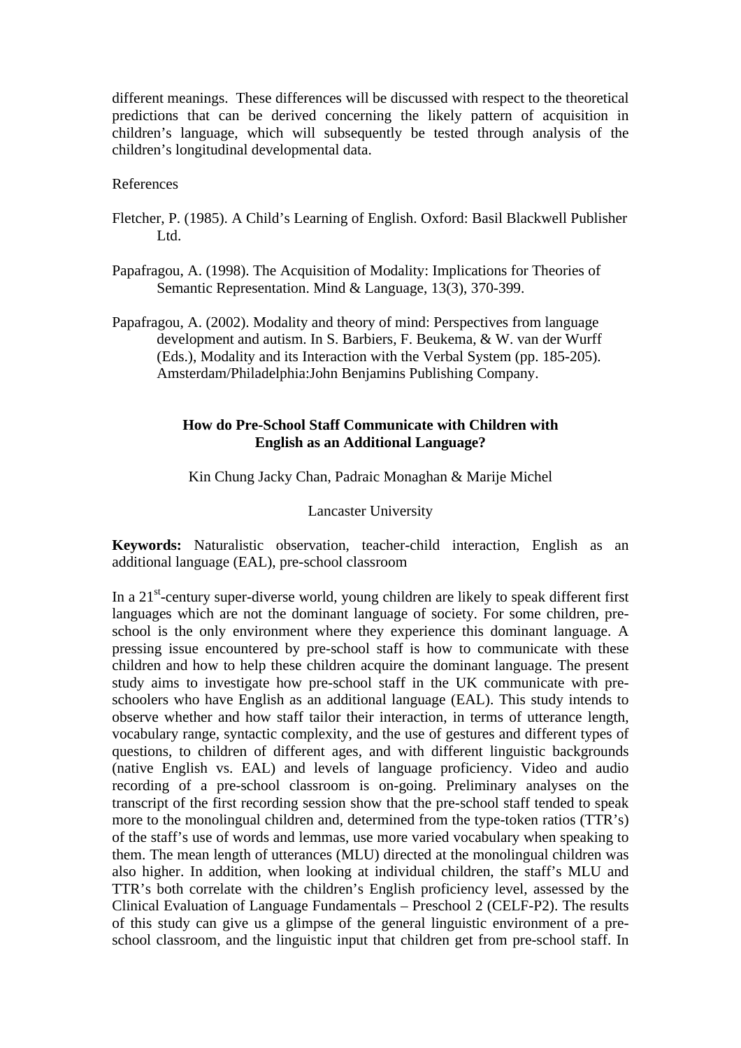different meanings. These differences will be discussed with respect to the theoretical predictions that can be derived concerning the likely pattern of acquisition in children's language, which will subsequently be tested through analysis of the children's longitudinal developmental data.

References

Fletcher, P. (1985). A Child's Learning of English. Oxford: Basil Blackwell Publisher Ltd.

Papafragou, A. (1998). The Acquisition of Modality: Implications for Theories of Semantic Representation. Mind & Language, 13(3), 370-399.

Papafragou, A. (2002). Modality and theory of mind: Perspectives from language development and autism. In S. Barbiers, F. Beukema, & W. van der Wurff (Eds.), Modality and its Interaction with the Verbal System (pp. 185-205). Amsterdam/Philadelphia:John Benjamins Publishing Company.

## How do Pre-School Staff Communicate with Children with English as an Additional Language?

Kin Chung Jacky Chan, Padraic Monaghan & Marije Michel

Lancaster University

**Keywords:** Naturalistic observation, teacher-child interaction, English as an additional language (EAL), pre-school classroom

In a 21st-century super-diverse world, young children are likely to speak different first languages which are not the dominant language of society. For some children, pre-school is the only environment where they experience this dominant language. A pressing issue encountered by pre-school staff is how to communicate with these children and how to help these children acquire the dominant language. The present study aims to investigate how pre-school staff in the UK communicate with pre-schoolers who have English as an additional language (EAL). This study intends to observe whether and how staff tailor their interaction, in terms of utterance length, vocabulary range, syntactic complexity, and the use of gestures and different types of questions, to children of different ages, and with different linguistic backgrounds (native English vs. EAL) and levels of language proficiency. Video and audio recording of a pre-school classroom is on-going. Preliminary analyses on the transcript of the first recording session show that the pre-school staff tended to speak more to the monolingual children and, determined from the type-token ratios (TTR's) of the staff's use of words and lemmas, use more varied vocabulary when speaking to them. The mean length of utterances (MLU) directed at the monolingual children was also higher. In addition, when looking at individual children, the staff's MLU and TTR's both correlate with the children's English proficiency level, assessed by the Clinical Evaluation of Language Fundamentals – Preschool 2 (CELF-P2). The results of this study can give us a glimpse of the general linguistic environment of a pre-school classroom, and the linguistic input that children get from pre-school staff. In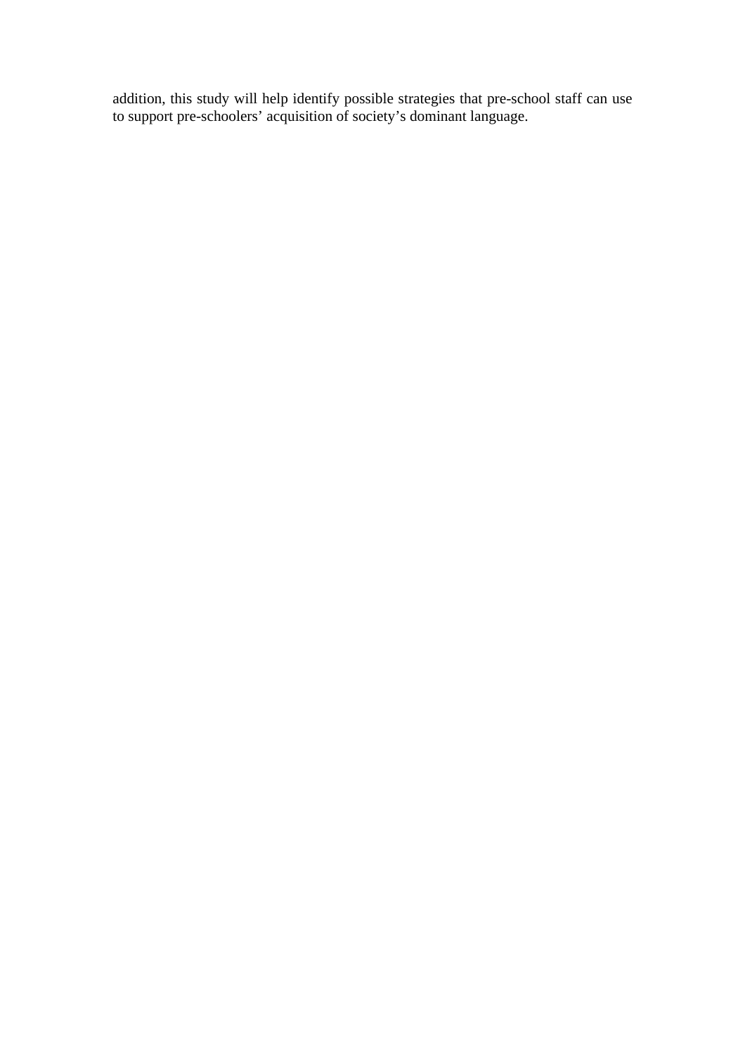addition, this study will help identify possible strategies that pre-school staff can use to support pre-schoolers' acquisition of society's dominant language.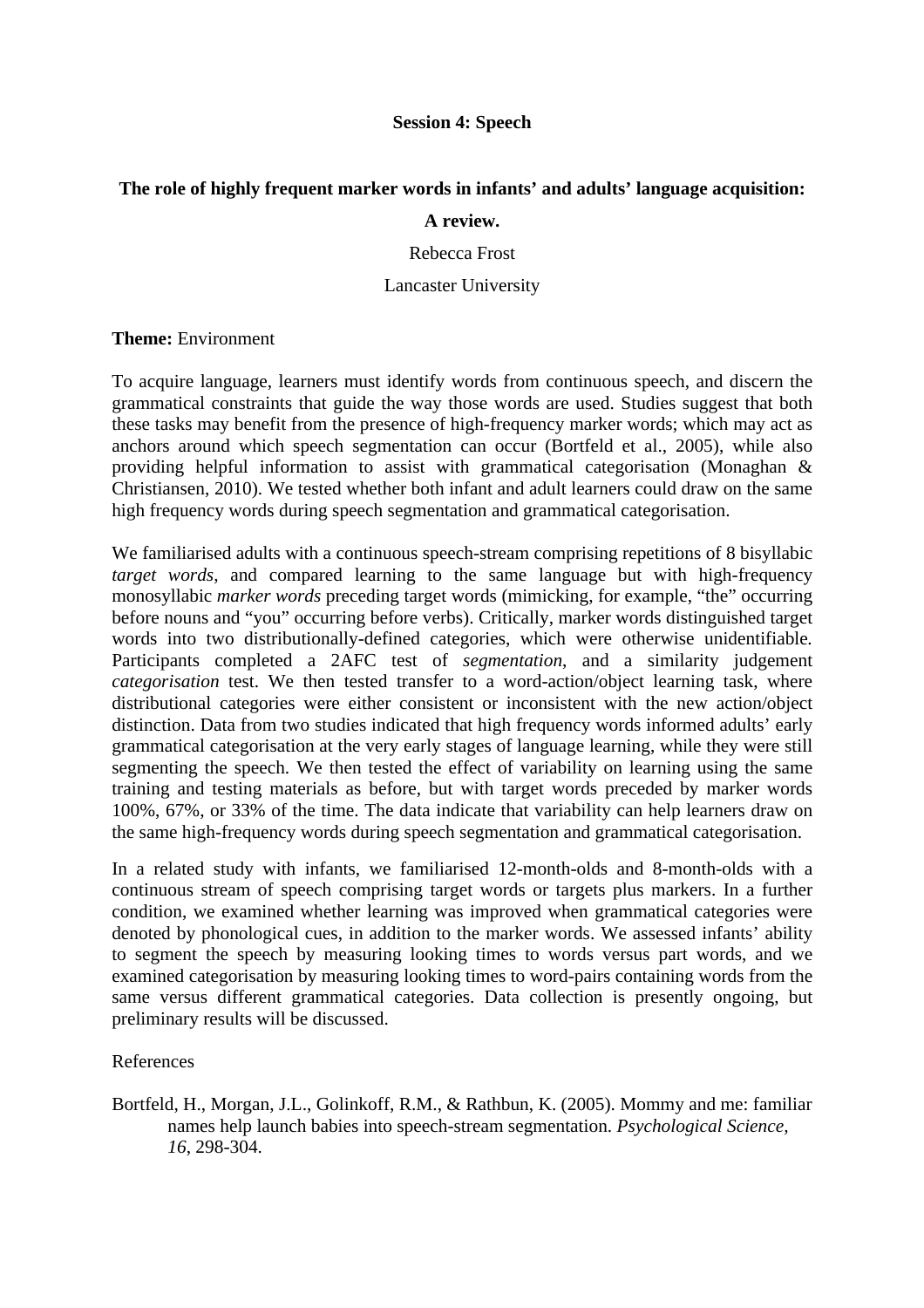**Session 4: Speech**

**The role of highly frequent marker words in infants' and adults' language acquisition: A review.**

Rebecca Frost

Lancaster University

**Theme:** Environment

To acquire language, learners must identify words from continuous speech, and discern the grammatical constraints that guide the way those words are used. Studies suggest that both these tasks may benefit from the presence of high-frequency marker words; which may act as anchors around which speech segmentation can occur (Bortfeld et al., 2005), while also providing helpful information to assist with grammatical categorisation (Monaghan & Christiansen, 2010). We tested whether both infant and adult learners could draw on the same high frequency words during speech segmentation and grammatical categorisation.

We familiarised adults with a continuous speech-stream comprising repetitions of 8 bisyllabic *target words*, and compared learning to the same language but with high-frequency monosyllabic *marker words* preceding target words (mimicking, for example, "the" occurring before nouns and "you" occurring before verbs). Critically, marker words distinguished target words into two distributionally-defined categories, which were otherwise unidentifiable. Participants completed a 2AFC test of *segmentation*, and a similarity judgement *categorisation* test. We then tested transfer to a word-action/object learning task, where distributional categories were either consistent or inconsistent with the new action/object distinction. Data from two studies indicated that high frequency words informed adults' early grammatical categorisation at the very early stages of language learning, while they were still segmenting the speech. We then tested the effect of variability on learning using the same training and testing materials as before, but with target words preceded by marker words 100%, 67%, or 33% of the time. The data indicate that variability can help learners draw on the same high-frequency words during speech segmentation and grammatical categorisation.

In a related study with infants, we familiarised 12-month-olds and 8-month-olds with a continuous stream of speech comprising target words or targets plus markers. In a further condition, we examined whether learning was improved when grammatical categories were denoted by phonological cues, in addition to the marker words. We assessed infants' ability to segment the speech by measuring looking times to words versus part words, and we examined categorisation by measuring looking times to word-pairs containing words from the same versus different grammatical categories. Data collection is presently ongoing, but preliminary results will be discussed.

References

Bortfeld, H., Morgan, J.L., Golinkoff, R.M., & Rathbun, K. (2005). Mommy and me: familiar names help launch babies into speech-stream segmentation. *Psychological Science, 16*, 298-304.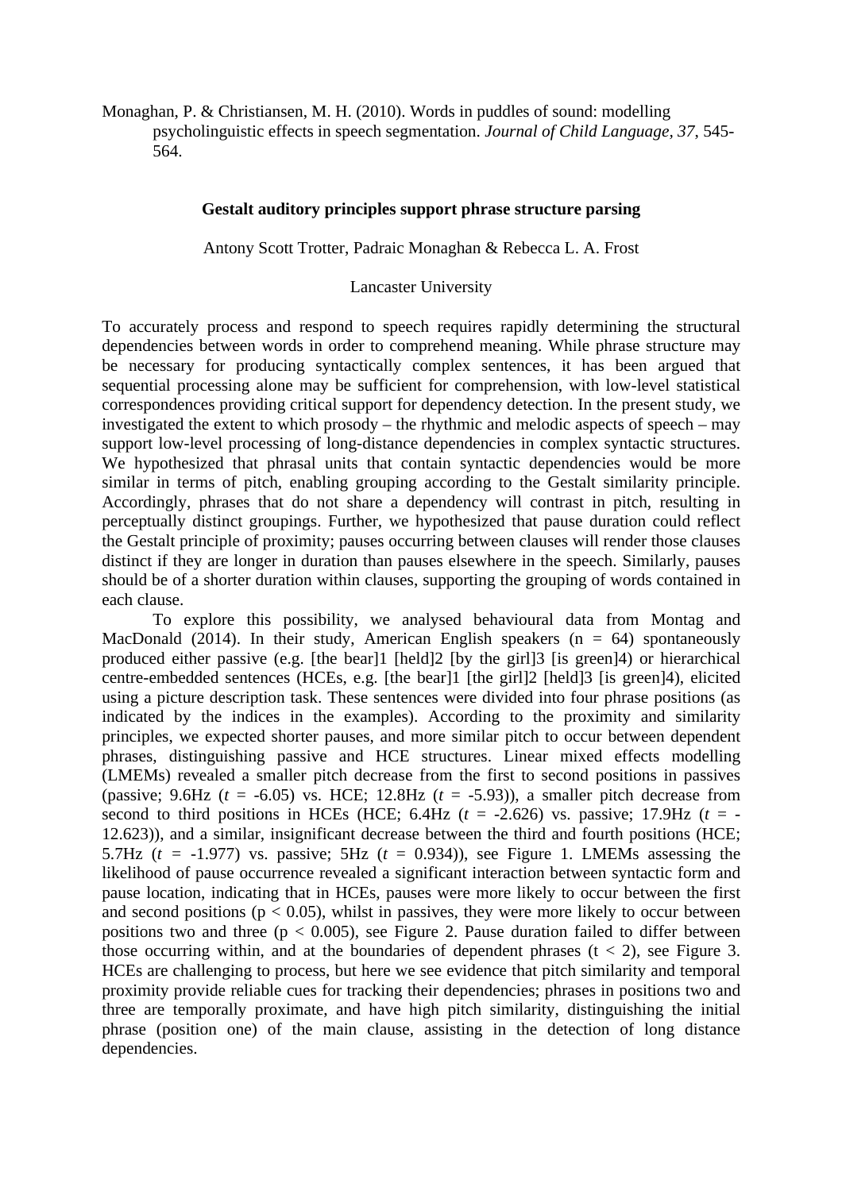Monaghan, P. & Christiansen, M. H. (2010). Words in puddles of sound: modelling psycholinguistic effects in speech segmentation. *Journal of Child Language, 37*, 545-564.

**Gestalt auditory principles support phrase structure parsing**

Antony Scott Trotter, Padraic Monaghan & Rebecca L. A. Frost

Lancaster University

To accurately process and respond to speech requires rapidly determining the structural dependencies between words in order to comprehend meaning. While phrase structure may be necessary for producing syntactically complex sentences, it has been argued that sequential processing alone may be sufficient for comprehension, with low-level statistical correspondences providing critical support for dependency detection. In the present study, we investigated the extent to which prosody – the rhythmic and melodic aspects of speech – may support low-level processing of long-distance dependencies in complex syntactic structures. We hypothesized that phrasal units that contain syntactic dependencies would be more similar in terms of pitch, enabling grouping according to the Gestalt similarity principle. Accordingly, phrases that do not share a dependency will contrast in pitch, resulting in perceptually distinct groupings. Further, we hypothesized that pause duration could reflect the Gestalt principle of proximity; pauses occurring between clauses will render those clauses distinct if they are longer in duration than pauses elsewhere in the speech. Similarly, pauses should be of a shorter duration within clauses, supporting the grouping of words contained in each clause.

To explore this possibility, we analysed behavioural data from Montag and MacDonald (2014). In their study, American English speakers (n = 64) spontaneously produced either passive (e.g. [the bear]1 [held]2 [by the girl]3 [is green]4) or hierarchical centre-embedded sentences (HCEs, e.g. [the bear]1 [the girl]2 [held]3 [is green]4), elicited using a picture description task. These sentences were divided into four phrase positions (as indicated by the indices in the examples). According to the proximity and similarity principles, we expected shorter pauses, and more similar pitch to occur between dependent phrases, distinguishing passive and HCE structures. Linear mixed effects modelling (LMEMs) revealed a smaller pitch decrease from the first to second positions in passives (passive; 9.6Hz ($t$ = -6.05) vs. HCE; 12.8Hz ($t$ = -5.93)), a smaller pitch decrease from second to third positions in HCEs (HCE; 6.4Hz ($t$ = -2.626) vs. passive; 17.9Hz ($t$ = -12.623)), and a similar, insignificant decrease between the third and fourth positions (HCE; 5.7Hz ($t$ = -1.977) vs. passive; 5Hz ($t$ = 0.934)), see Figure 1. LMEMs assessing the likelihood of pause occurrence revealed a significant interaction between syntactic form and pause location, indicating that in HCEs, pauses were more likely to occur between the first and second positions ($p < 0.05$), whilst in passives, they were more likely to occur between positions two and three ($p < 0.005$), see Figure 2. Pause duration failed to differ between those occurring within, and at the boundaries of dependent phrases ($t < 2$), see Figure 3. HCEs are challenging to process, but here we see evidence that pitch similarity and temporal proximity provide reliable cues for tracking their dependencies; phrases in positions two and three are temporally proximate, and have high pitch similarity, distinguishing the initial phrase (position one) of the main clause, assisting in the detection of long distance dependencies.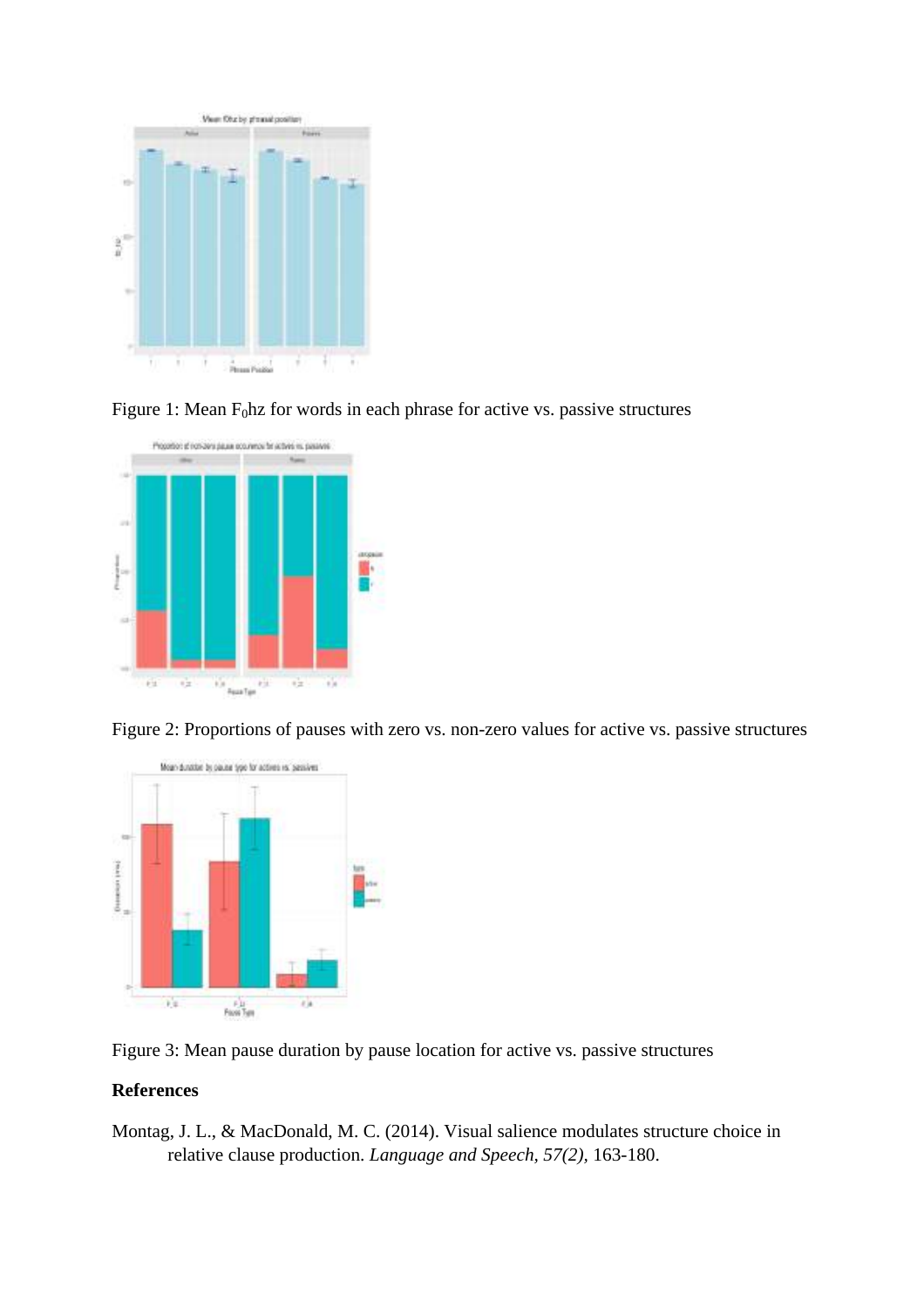Figure 1: Mean $F_0$hz for words in each phrase for active vs. passive structures

Figure 2: Proportions of pauses with zero vs. non-zero values for active vs. passive structures

Figure 3: Mean pause duration by pause location for active vs. passive structures

**References**

Montag, J. L., & MacDonald, M. C. (2014). Visual salience modulates structure choice in relative clause production. *Language and Speech, 57(2),* 163-180.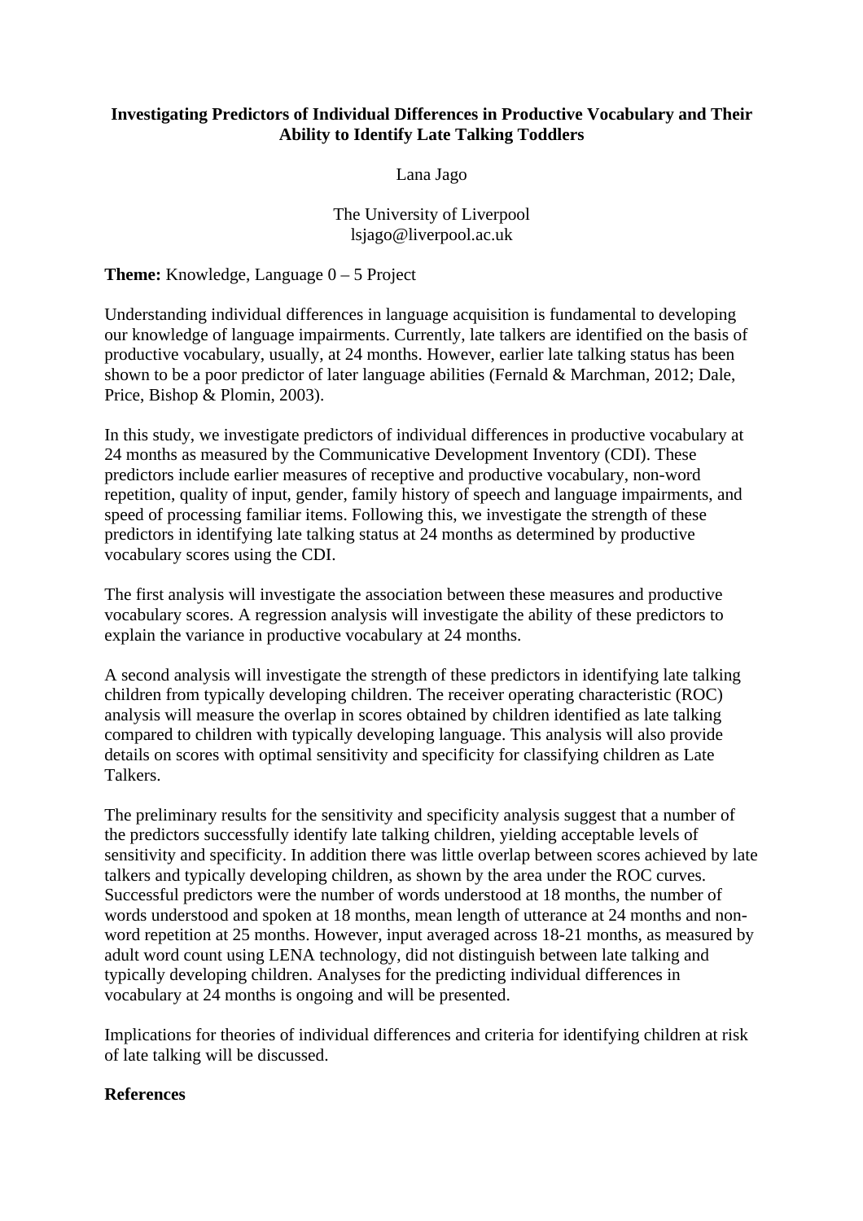**Investigating Predictors of Individual Differences in Productive Vocabulary and Their Ability to Identify Late Talking Toddlers**

Lana Jago

The University of Liverpool
lsjago@liverpool.ac.uk

**Theme:** Knowledge, Language 0 – 5 Project

Understanding individual differences in language acquisition is fundamental to developing our knowledge of language impairments. Currently, late talkers are identified on the basis of productive vocabulary, usually, at 24 months. However, earlier late talking status has been shown to be a poor predictor of later language abilities (Fernald & Marchman, 2012; Dale, Price, Bishop & Plomin, 2003).

In this study, we investigate predictors of individual differences in productive vocabulary at 24 months as measured by the Communicative Development Inventory (CDI). These predictors include earlier measures of receptive and productive vocabulary, non-word repetition, quality of input, gender, family history of speech and language impairments, and speed of processing familiar items. Following this, we investigate the strength of these predictors in identifying late talking status at 24 months as determined by productive vocabulary scores using the CDI.

The first analysis will investigate the association between these measures and productive vocabulary scores. A regression analysis will investigate the ability of these predictors to explain the variance in productive vocabulary at 24 months.

A second analysis will investigate the strength of these predictors in identifying late talking children from typically developing children. The receiver operating characteristic (ROC) analysis will measure the overlap in scores obtained by children identified as late talking compared to children with typically developing language. This analysis will also provide details on scores with optimal sensitivity and specificity for classifying children as Late Talkers.

The preliminary results for the sensitivity and specificity analysis suggest that a number of the predictors successfully identify late talking children, yielding acceptable levels of sensitivity and specificity. In addition there was little overlap between scores achieved by late talkers and typically developing children, as shown by the area under the ROC curves. Successful predictors were the number of words understood at 18 months, the number of words understood and spoken at 18 months, mean length of utterance at 24 months and non-word repetition at 25 months. However, input averaged across 18-21 months, as measured by adult word count using LENA technology, did not distinguish between late talking and typically developing children. Analyses for the predicting individual differences in vocabulary at 24 months is ongoing and will be presented.

Implications for theories of individual differences and criteria for identifying children at risk of late talking will be discussed.

**References**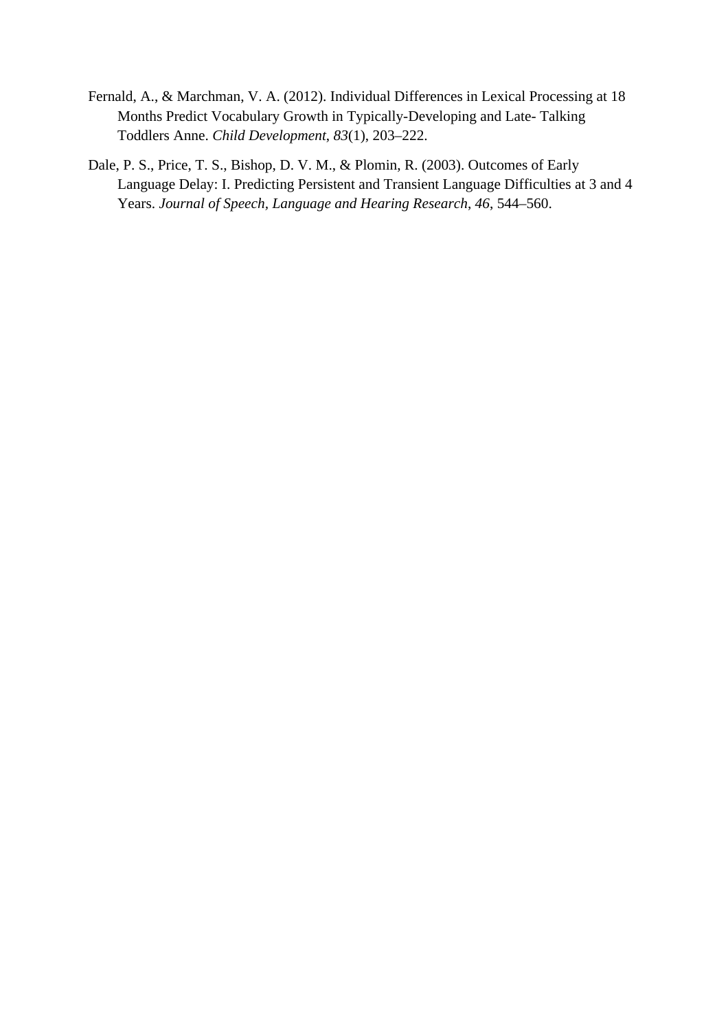Fernald, A., & Marchman, V. A. (2012). Individual Differences in Lexical Processing at 18 Months Predict Vocabulary Growth in Typically-Developing and Late- Talking Toddlers Anne. *Child Development*, *83*(1), 203–222.

Dale, P. S., Price, T. S., Bishop, D. V. M., & Plomin, R. (2003). Outcomes of Early Language Delay: I. Predicting Persistent and Transient Language Difficulties at 3 and 4 Years. *Journal of Speech, Language and Hearing Research*, *46*, 544–560.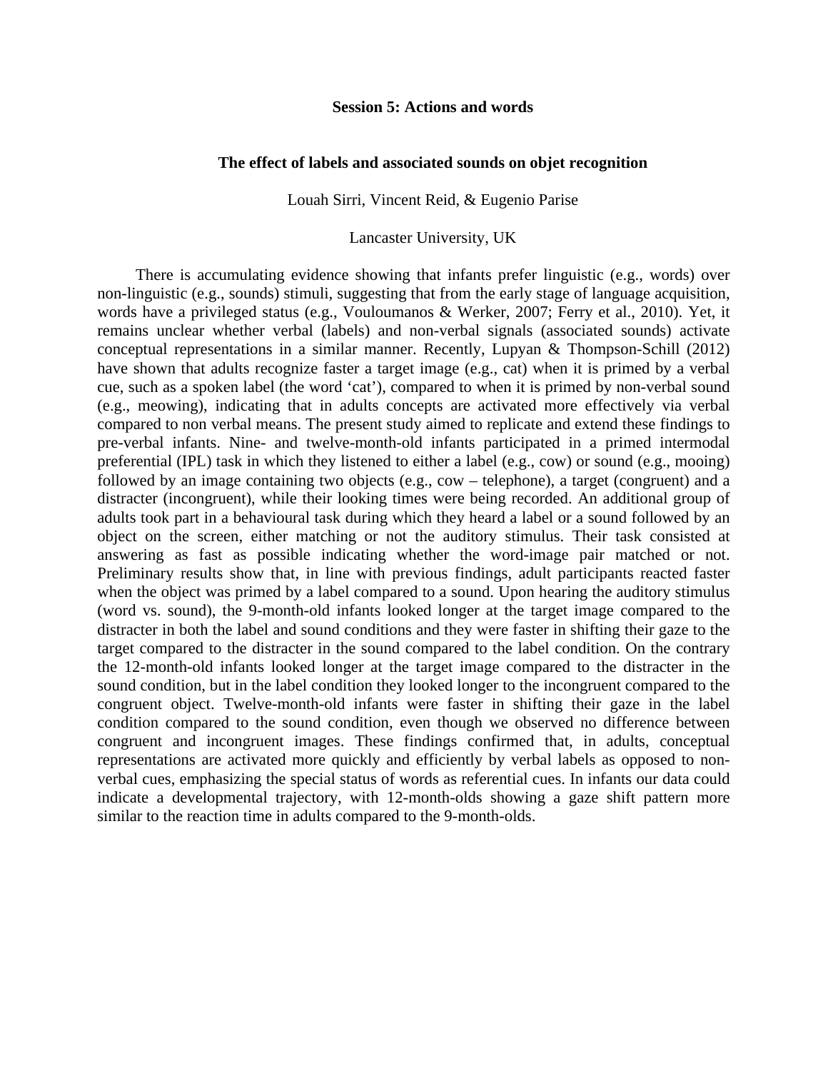## Session 5: Actions and words

### The effect of labels and associated sounds on objet recognition

Louah Sirri, Vincent Reid, & Eugenio Parise

Lancaster University, UK

There is accumulating evidence showing that infants prefer linguistic (e.g., words) over non-linguistic (e.g., sounds) stimuli, suggesting that from the early stage of language acquisition, words have a privileged status (e.g., Vouloumanos & Werker, 2007; Ferry et al., 2010). Yet, it remains unclear whether verbal (labels) and non-verbal signals (associated sounds) activate conceptual representations in a similar manner. Recently, Lupyan & Thompson-Schill (2012) have shown that adults recognize faster a target image (e.g., cat) when it is primed by a verbal cue, such as a spoken label (the word 'cat'), compared to when it is primed by non-verbal sound (e.g., meowing), indicating that in adults concepts are activated more effectively via verbal compared to non verbal means. The present study aimed to replicate and extend these findings to pre-verbal infants. Nine- and twelve-month-old infants participated in a primed intermodal preferential (IPL) task in which they listened to either a label (e.g., cow) or sound (e.g., mooing) followed by an image containing two objects (e.g., cow – telephone), a target (congruent) and a distracter (incongruent), while their looking times were being recorded. An additional group of adults took part in a behavioural task during which they heard a label or a sound followed by an object on the screen, either matching or not the auditory stimulus. Their task consisted at answering as fast as possible indicating whether the word-image pair matched or not. Preliminary results show that, in line with previous findings, adult participants reacted faster when the object was primed by a label compared to a sound. Upon hearing the auditory stimulus (word vs. sound), the 9-month-old infants looked longer at the target image compared to the distracter in both the label and sound conditions and they were faster in shifting their gaze to the target compared to the distracter in the sound compared to the label condition. On the contrary the 12-month-old infants looked longer at the target image compared to the distracter in the sound condition, but in the label condition they looked longer to the incongruent compared to the congruent object. Twelve-month-old infants were faster in shifting their gaze in the label condition compared to the sound condition, even though we observed no difference between congruent and incongruent images. These findings confirmed that, in adults, conceptual representations are activated more quickly and efficiently by verbal labels as opposed to non-verbal cues, emphasizing the special status of words as referential cues. In infants our data could indicate a developmental trajectory, with 12-month-olds showing a gaze shift pattern more similar to the reaction time in adults compared to the 9-month-olds.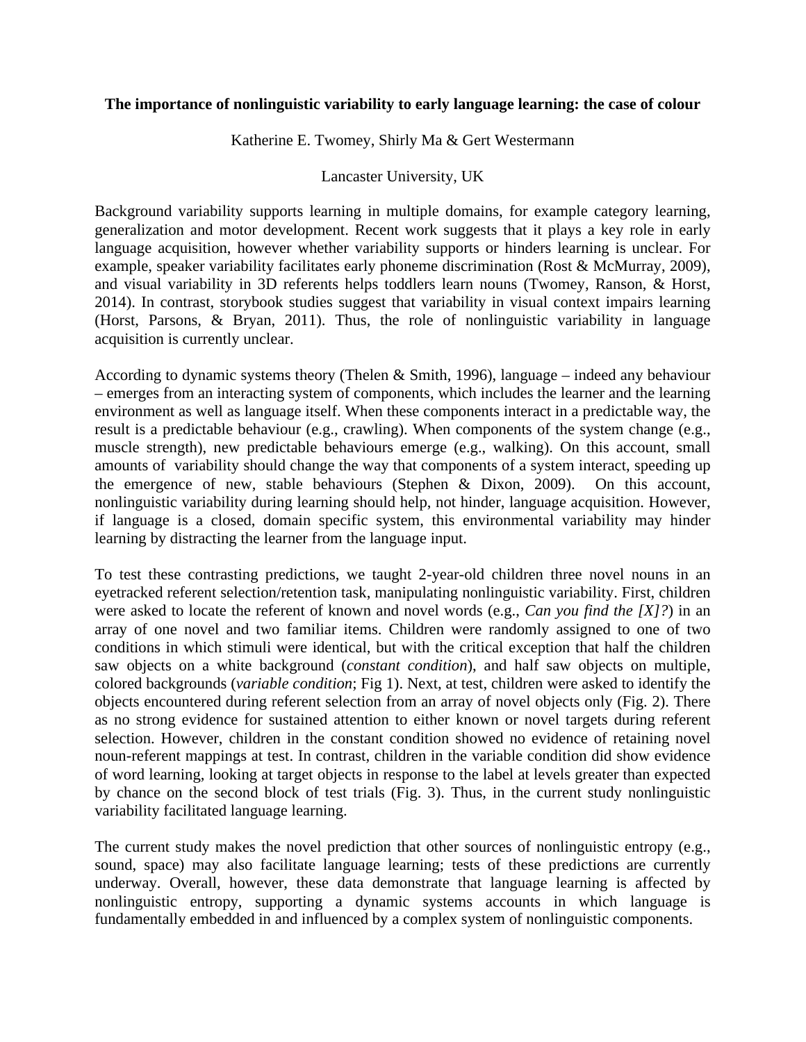**The importance of nonlinguistic variability to early language learning: the case of colour**

Katherine E. Twomey, Shirly Ma & Gert Westermann

Lancaster University, UK

Background variability supports learning in multiple domains, for example category learning, generalization and motor development. Recent work suggests that it plays a key role in early language acquisition, however whether variability supports or hinders learning is unclear. For example, speaker variability facilitates early phoneme discrimination (Rost & McMurray, 2009), and visual variability in 3D referents helps toddlers learn nouns (Twomey, Ranson, & Horst, 2014). In contrast, storybook studies suggest that variability in visual context impairs learning (Horst, Parsons, & Bryan, 2011). Thus, the role of nonlinguistic variability in language acquisition is currently unclear.

According to dynamic systems theory (Thelen & Smith, 1996), language – indeed any behaviour – emerges from an interacting system of components, which includes the learner and the learning environment as well as language itself. When these components interact in a predictable way, the result is a predictable behaviour (e.g., crawling). When components of the system change (e.g., muscle strength), new predictable behaviours emerge (e.g., walking). On this account, small amounts of variability should change the way that components of a system interact, speeding up the emergence of new, stable behaviours (Stephen & Dixon, 2009). On this account, nonlinguistic variability during learning should help, not hinder, language acquisition. However, if language is a closed, domain specific system, this environmental variability may hinder learning by distracting the learner from the language input.

To test these contrasting predictions, we taught 2-year-old children three novel nouns in an eyetracked referent selection/retention task, manipulating nonlinguistic variability. First, children were asked to locate the referent of known and novel words (e.g., *Can you find the [X]?*) in an array of one novel and two familiar items. Children were randomly assigned to one of two conditions in which stimuli were identical, but with the critical exception that half the children saw objects on a white background (*constant condition*), and half saw objects on multiple, colored backgrounds (*variable condition*; Fig 1). Next, at test, children were asked to identify the objects encountered during referent selection from an array of novel objects only (Fig. 2). There as no strong evidence for sustained attention to either known or novel targets during referent selection. However, children in the constant condition showed no evidence of retaining novel noun-referent mappings at test. In contrast, children in the variable condition did show evidence of word learning, looking at target objects in response to the label at levels greater than expected by chance on the second block of test trials (Fig. 3). Thus, in the current study nonlinguistic variability facilitated language learning.

The current study makes the novel prediction that other sources of nonlinguistic entropy (e.g., sound, space) may also facilitate language learning; tests of these predictions are currently underway. Overall, however, these data demonstrate that language learning is affected by nonlinguistic entropy, supporting a dynamic systems accounts in which language is fundamentally embedded in and influenced by a complex system of nonlinguistic components.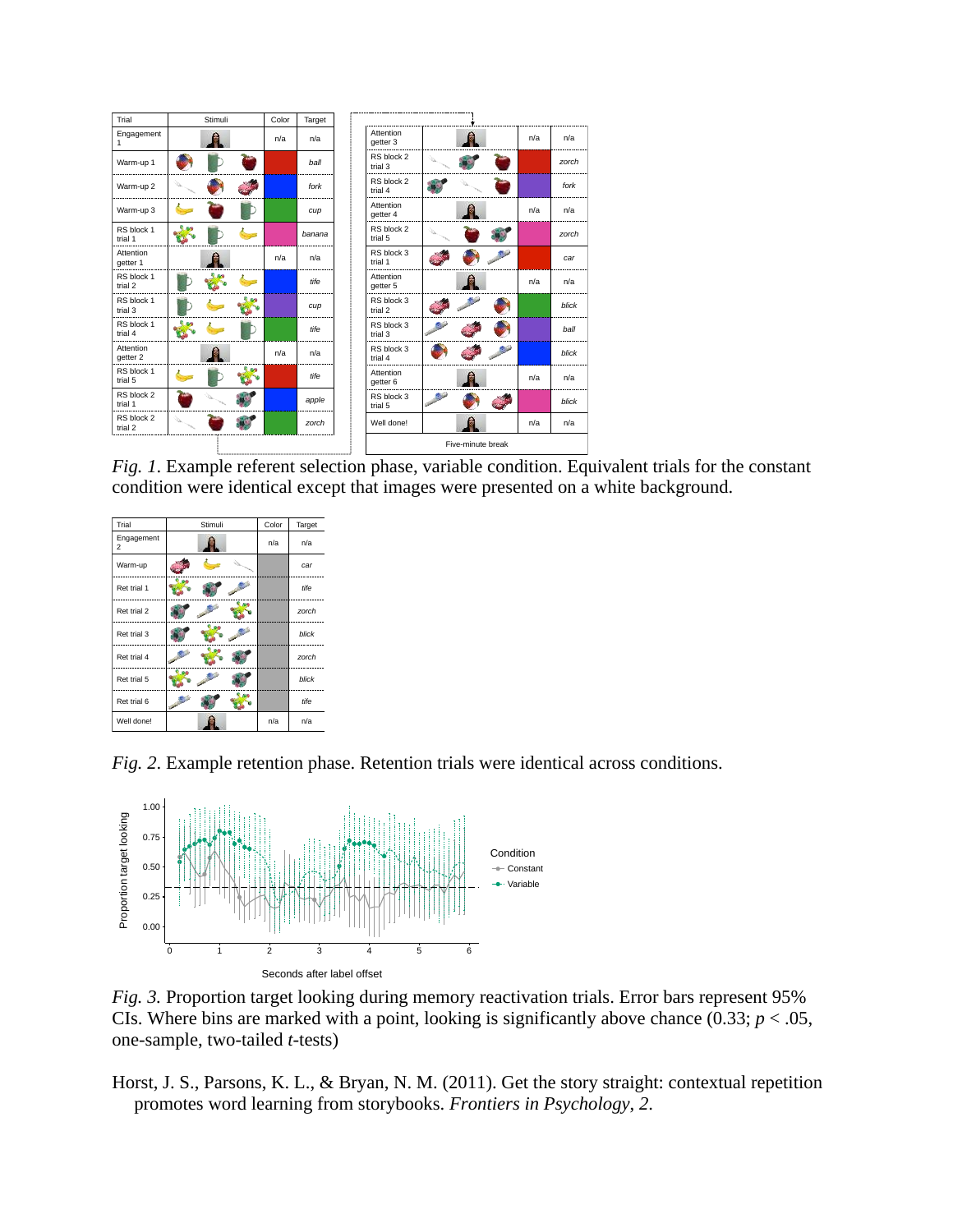| Trial | Stimuli | Color | Target |
|---|---|---|---|
| Engagement 1 | | n/a | n/a |
| Warm-up 1 | | | *ball* |
| Warm-up 2 | | | *fork* |
| Warm-up 3 | | | *cup* |
| RS block 1 trial 1 | | | *banana* |
| Attention getter 1 | | n/a | n/a |
| RS block 1 trial 2 | | | *tife* |
| RS block 1 trial 3 | | | *cup* |
| RS block 1 trial 4 | | | *tife* |
| Attention getter 2 | | n/a | n/a |
| RS block 1 trial 5 | | | *tife* |
| RS block 2 trial 1 | | | *apple* |
| RS block 2 trial 2 | | | *zorch* |
| Attention getter 3 | | n/a | n/a |
| RS block 2 trial 3 | | | *zorch* |
| RS block 2 trial 4 | | | *fork* |
| Attention getter 4 | | n/a | n/a |
| RS block 2 trial 5 | | | *zorch* |
| RS block 3 trial 1 | | | *car* |
| Attention getter 5 | | n/a | n/a |
| RS block 3 trial 2 | | | *blick* |
| RS block 3 trial 3 | | | *ball* |
| RS block 3 trial 4 | | | *blick* |
| Attention getter 6 | | n/a | n/a |
| RS block 3 trial 5 | | | *blick* |
| Well done! | | n/a | n/a |
| Five-minute break | | | |

*Fig. 1*. Example referent selection phase, variable condition. Equivalent trials for the constant condition were identical except that images were presented on a white background.

| Trial | Stimuli | Color | Target |
|---|---|---|---|
| Engagement 2 | | n/a | n/a |
| Warm-up | | | *car* |
| Ret trial 1 | | | *tife* |
| Ret trial 2 | | | *zorch* |
| Ret trial 3 | | | *blick* |
| Ret trial 4 | | | *zorch* |
| Ret trial 5 | | | *blick* |
| Ret trial 6 | | | *tife* |
| Well done! | | n/a | n/a |

*Fig. 2*. Example retention phase. Retention trials were identical across conditions.

*Fig. 3.* Proportion target looking during memory reactivation trials. Error bars represent 95% CIs. Where bins are marked with a point, looking is significantly above chance (0.33; $p < .05$, one-sample, two-tailed $t$-tests)

Horst, J. S., Parsons, K. L., & Bryan, N. M. (2011). Get the story straight: contextual repetition promotes word learning from storybooks. *Frontiers in Psychology, 2*.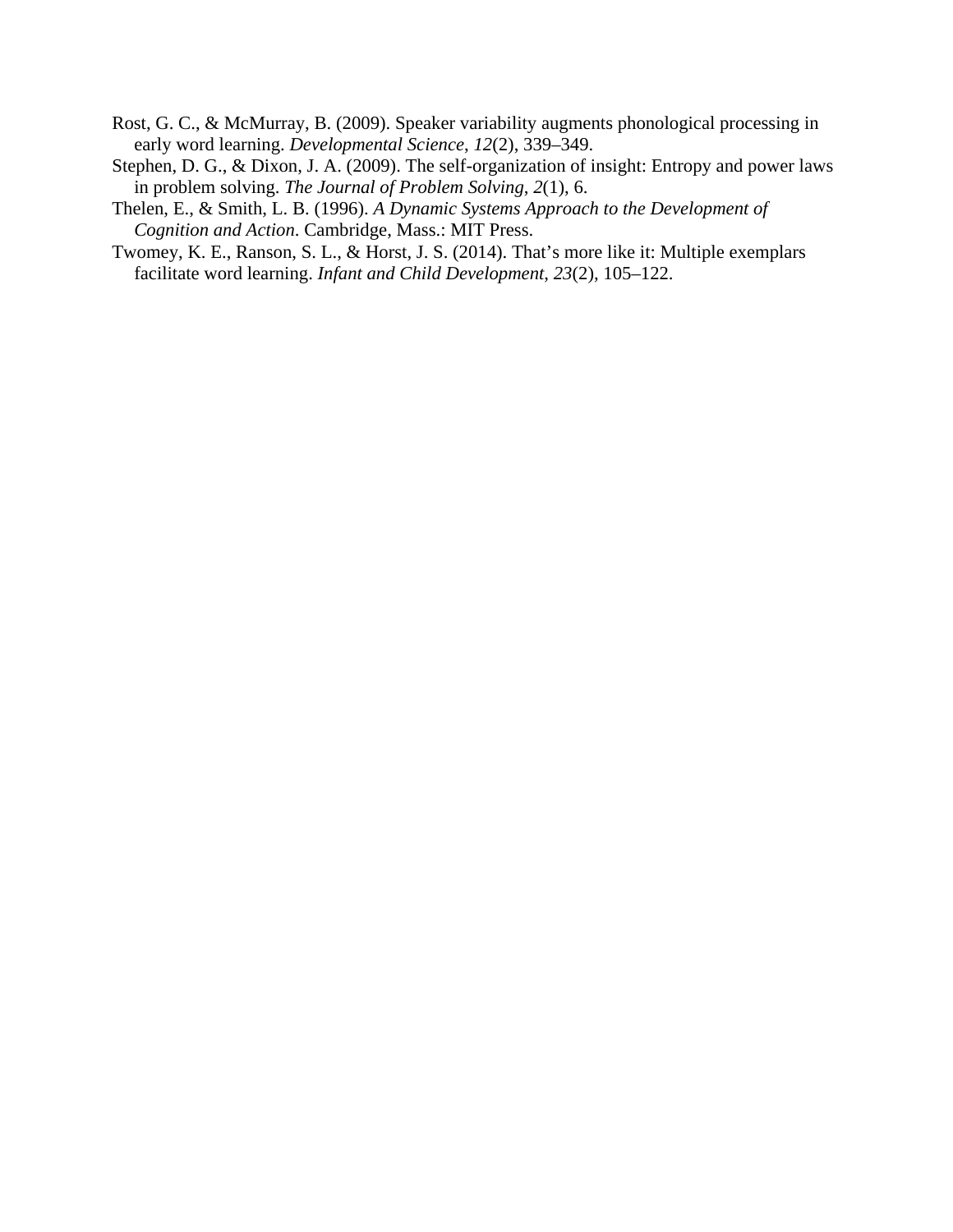Rost, G. C., & McMurray, B. (2009). Speaker variability augments phonological processing in early word learning. *Developmental Science*, *12*(2), 339–349.

Stephen, D. G., & Dixon, J. A. (2009). The self-organization of insight: Entropy and power laws in problem solving. *The Journal of Problem Solving*, *2*(1), 6.

Thelen, E., & Smith, L. B. (1996). *A Dynamic Systems Approach to the Development of Cognition and Action*. Cambridge, Mass.: MIT Press.

Twomey, K. E., Ranson, S. L., & Horst, J. S. (2014). That's more like it: Multiple exemplars facilitate word learning. *Infant and Child Development*, *23*(2), 105–122.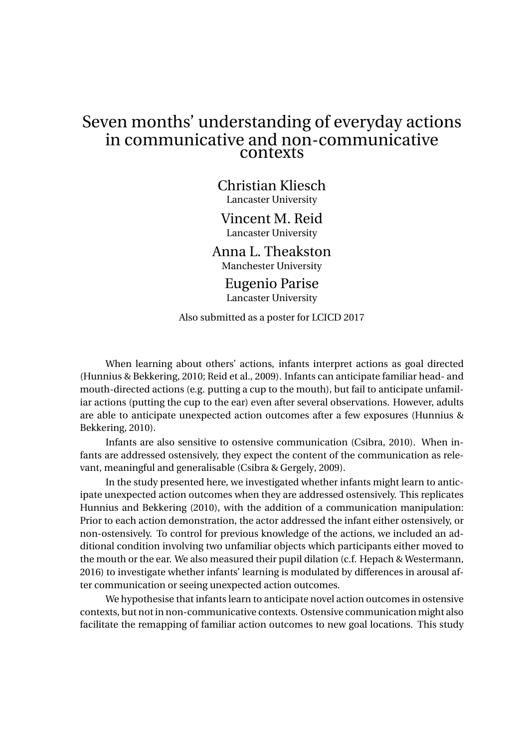# Seven months' understanding of everyday actions in communicative and non-communicative contexts

Christian Kliesch
Lancaster University

Vincent M. Reid
Lancaster University

Anna L. Theakston
Manchester University

Eugenio Parise
Lancaster University

Also submitted as a poster for LCICD 2017

When learning about others' actions, infants interpret actions as goal directed (Hunnius & Bekkering, 2010; Reid et al., 2009). Infants can anticipate familiar head- and mouth-directed actions (e.g. putting a cup to the mouth), but fail to anticipate unfamiliar actions (putting the cup to the ear) even after several observations. However, adults are able to anticipate unexpected action outcomes after a few exposures (Hunnius & Bekkering, 2010).

Infants are also sensitive to ostensive communication (Csibra, 2010). When infants are addressed ostensively, they expect the content of the communication as relevant, meaningful and generalisable (Csibra & Gergely, 2009).

In the study presented here, we investigated whether infants might learn to anticipate unexpected action outcomes when they are addressed ostensively. This replicates Hunnius and Bekkering (2010), with the addition of a communication manipulation: Prior to each action demonstration, the actor addressed the infant either ostensively, or non-ostensively. To control for previous knowledge of the actions, we included an additional condition involving two unfamiliar objects which participants either moved to the mouth or the ear. We also measured their pupil dilation (c.f. Hepach & Westermann, 2016) to investigate whether infants' learning is modulated by differences in arousal after communication or seeing unexpected action outcomes.

We hypothesise that infants learn to anticipate novel action outcomes in ostensive contexts, but not in non-communicative contexts. Ostensive communication might also facilitate the remapping of familiar action outcomes to new goal locations. This study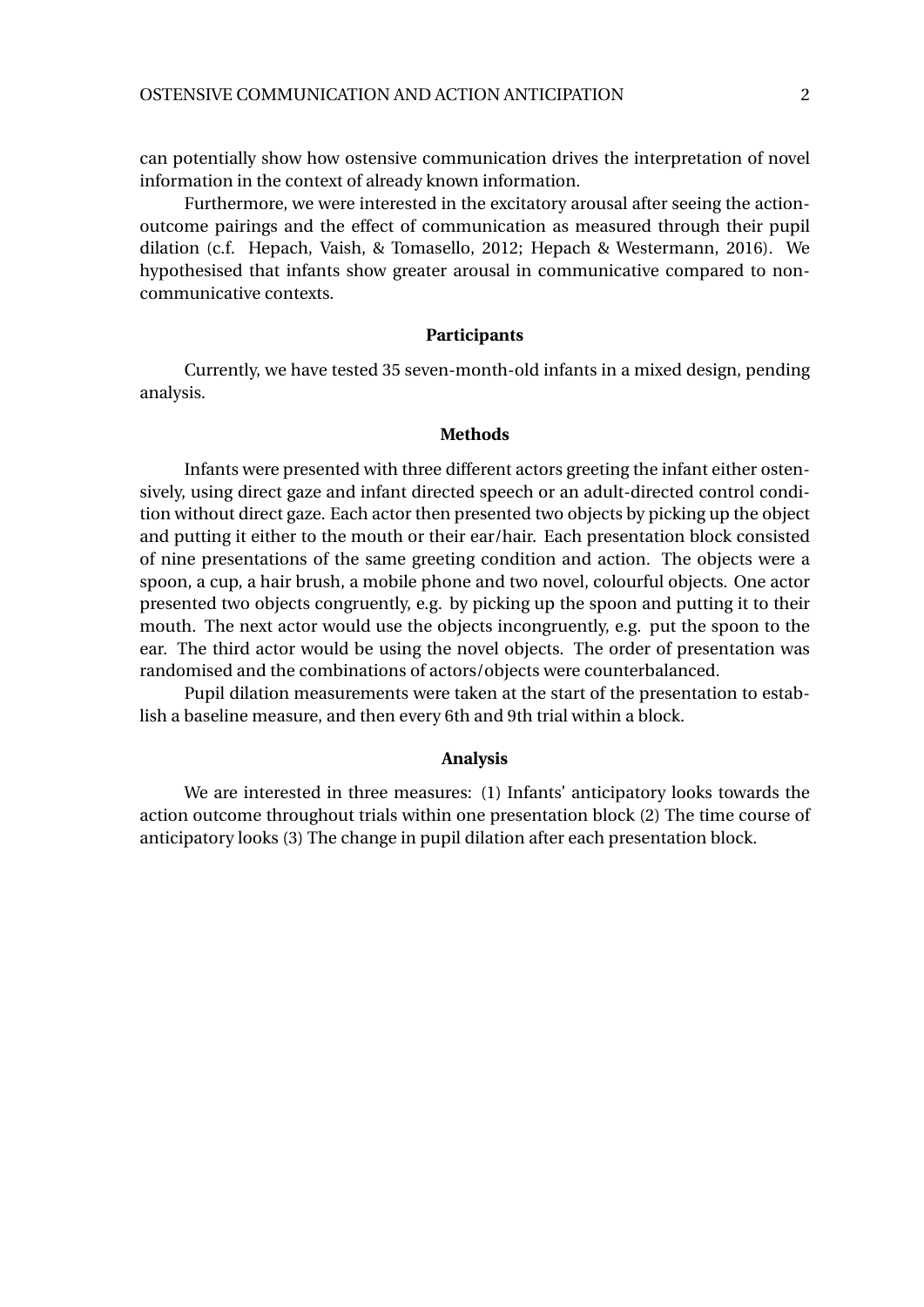can potentially show how ostensive communication drives the interpretation of novel information in the context of already known information.

Furthermore, we were interested in the excitatory arousal after seeing the action-outcome pairings and the effect of communication as measured through their pupil dilation (c.f. Hepach, Vaish, & Tomasello, 2012; Hepach & Westermann, 2016). We hypothesised that infants show greater arousal in communicative compared to non-communicative contexts.

## Participants

Currently, we have tested 35 seven-month-old infants in a mixed design, pending analysis.

## Methods

Infants were presented with three different actors greeting the infant either ostensively, using direct gaze and infant directed speech or an adult-directed control condition without direct gaze. Each actor then presented two objects by picking up the object and putting it either to the mouth or their ear/hair. Each presentation block consisted of nine presentations of the same greeting condition and action. The objects were a spoon, a cup, a hair brush, a mobile phone and two novel, colourful objects. One actor presented two objects congruently, e.g. by picking up the spoon and putting it to their mouth. The next actor would use the objects incongruently, e.g. put the spoon to the ear. The third actor would be using the novel objects. The order of presentation was randomised and the combinations of actors/objects were counterbalanced.

Pupil dilation measurements were taken at the start of the presentation to establish a baseline measure, and then every 6th and 9th trial within a block.

## Analysis

We are interested in three measures: (1) Infants' anticipatory looks towards the action outcome throughout trials within one presentation block (2) The time course of anticipatory looks (3) The change in pupil dilation after each presentation block.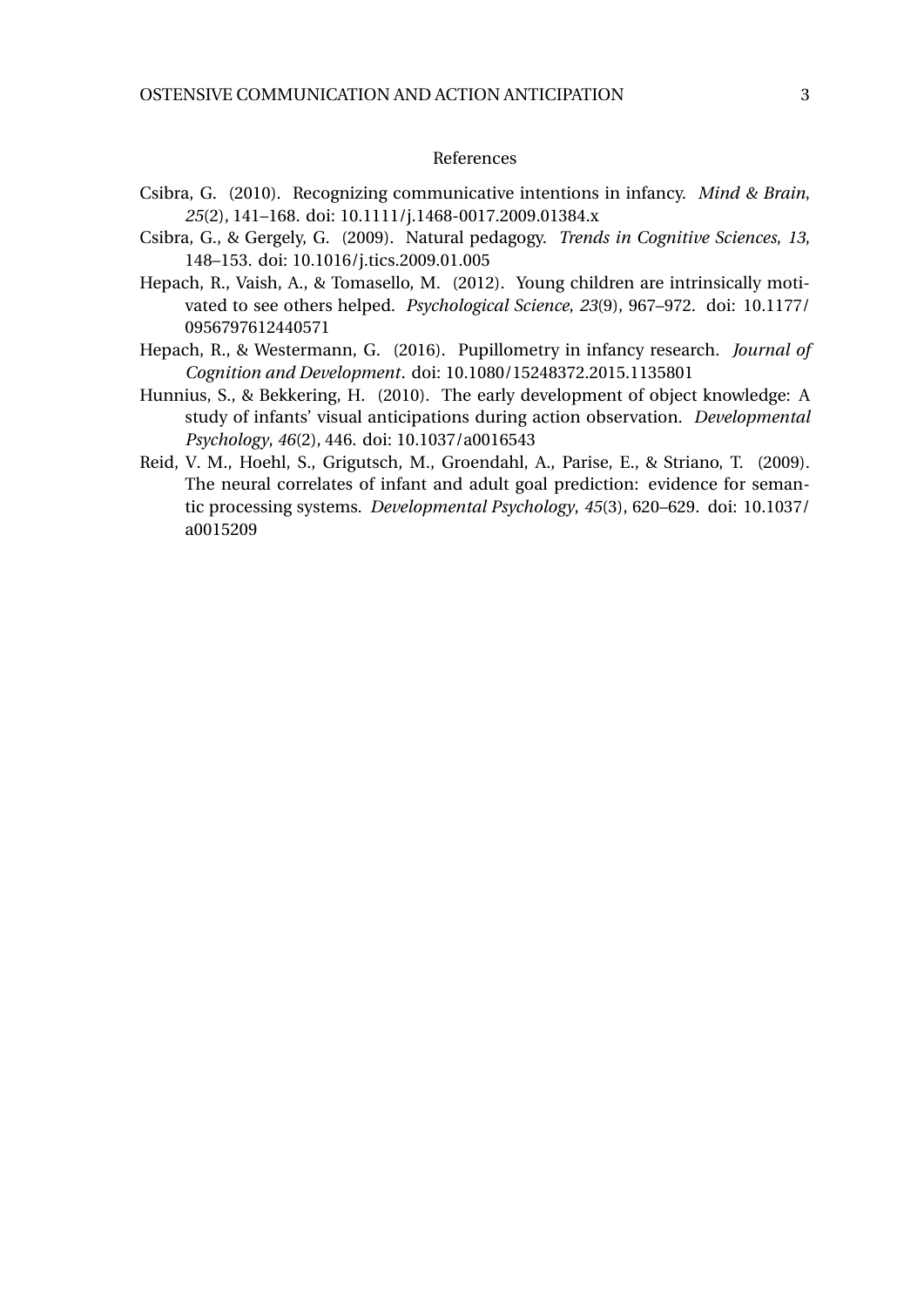# References

Csibra, G. (2010). Recognizing communicative intentions in infancy. *Mind & Brain*, *25*(2), 141–168. doi: 10.1111/j.1468-0017.2009.01384.x

Csibra, G., & Gergely, G. (2009). Natural pedagogy. *Trends in Cognitive Sciences*, *13*, 148–153. doi: 10.1016/j.tics.2009.01.005

Hepach, R., Vaish, A., & Tomasello, M. (2012). Young children are intrinsically motivated to see others helped. *Psychological Science*, *23*(9), 967–972. doi: 10.1177/0956797612440571

Hepach, R., & Westermann, G. (2016). Pupillometry in infancy research. *Journal of Cognition and Development*. doi: 10.1080/15248372.2015.1135801

Hunnius, S., & Bekkering, H. (2010). The early development of object knowledge: A study of infants' visual anticipations during action observation. *Developmental Psychology*, *46*(2), 446. doi: 10.1037/a0016543

Reid, V. M., Hoehl, S., Grigutsch, M., Groendahl, A., Parise, E., & Striano, T. (2009). The neural correlates of infant and adult goal prediction: evidence for semantic processing systems. *Developmental Psychology*, *45*(3), 620–629. doi: 10.1037/a0015209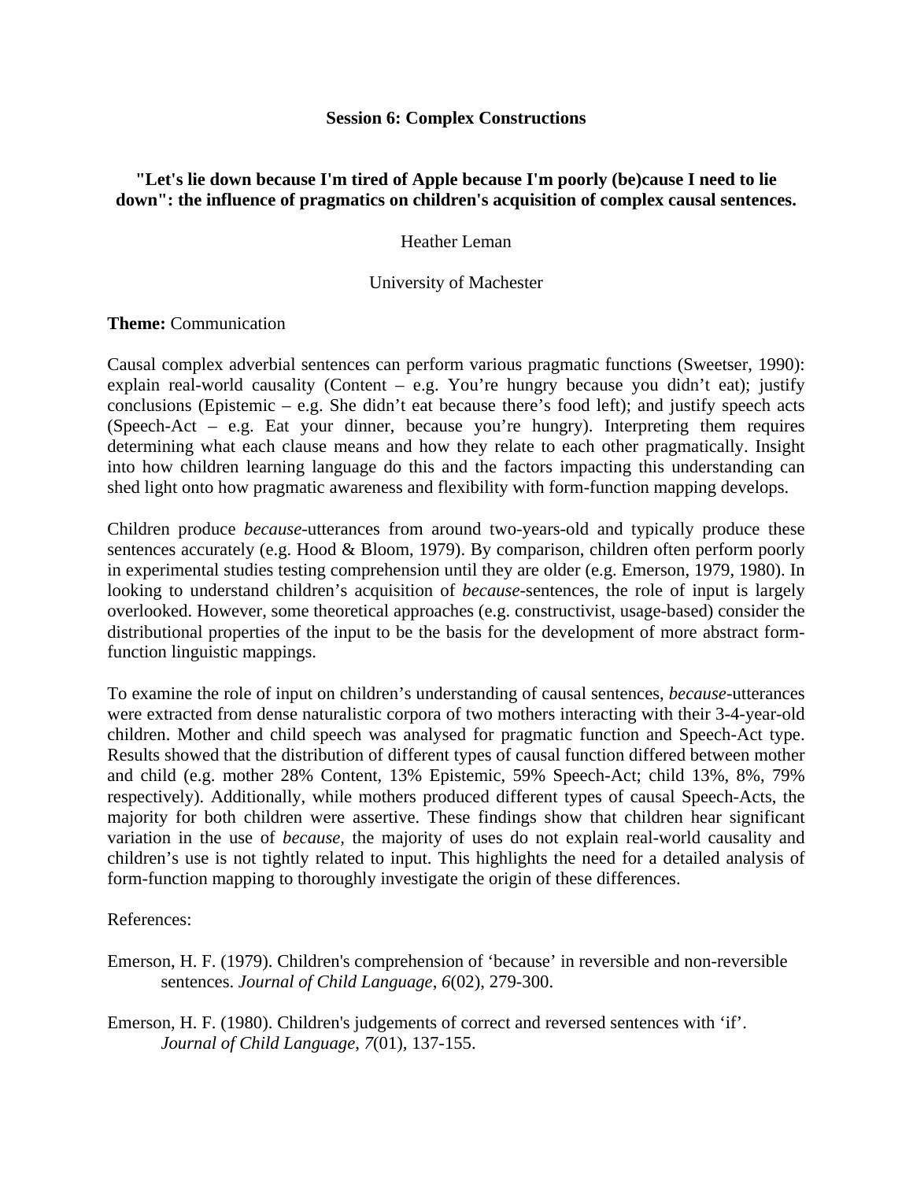**Session 6: Complex Constructions**

**"Let's lie down because I'm tired of Apple because I'm poorly (be)cause I need to lie down": the influence of pragmatics on children's acquisition of complex causal sentences.**

Heather Leman

University of Machester

**Theme:** Communication

Causal complex adverbial sentences can perform various pragmatic functions (Sweetser, 1990): explain real-world causality (Content – e.g. You're hungry because you didn't eat); justify conclusions (Epistemic – e.g. She didn't eat because there's food left); and justify speech acts (Speech-Act – e.g. Eat your dinner, because you're hungry). Interpreting them requires determining what each clause means and how they relate to each other pragmatically. Insight into how children learning language do this and the factors impacting this understanding can shed light onto how pragmatic awareness and flexibility with form-function mapping develops.

Children produce *because*-utterances from around two-years-old and typically produce these sentences accurately (e.g. Hood & Bloom, 1979). By comparison, children often perform poorly in experimental studies testing comprehension until they are older (e.g. Emerson, 1979, 1980). In looking to understand children's acquisition of *because*-sentences, the role of input is largely overlooked. However, some theoretical approaches (e.g. constructivist, usage-based) consider the distributional properties of the input to be the basis for the development of more abstract form-function linguistic mappings.

To examine the role of input on children's understanding of causal sentences, *because*-utterances were extracted from dense naturalistic corpora of two mothers interacting with their 3-4-year-old children. Mother and child speech was analysed for pragmatic function and Speech-Act type. Results showed that the distribution of different types of causal function differed between mother and child (e.g. mother 28% Content, 13% Epistemic, 59% Speech-Act; child 13%, 8%, 79% respectively). Additionally, while mothers produced different types of causal Speech-Acts, the majority for both children were assertive. These findings show that children hear significant variation in the use of *because,* the majority of uses do not explain real-world causality and children's use is not tightly related to input. This highlights the need for a detailed analysis of form-function mapping to thoroughly investigate the origin of these differences.

References:

Emerson, H. F. (1979). Children's comprehension of 'because' in reversible and non-reversible sentences. *Journal of Child Language*, *6*(02), 279-300.

Emerson, H. F. (1980). Children's judgements of correct and reversed sentences with 'if'. *Journal of Child Language*, *7*(01), 137-155.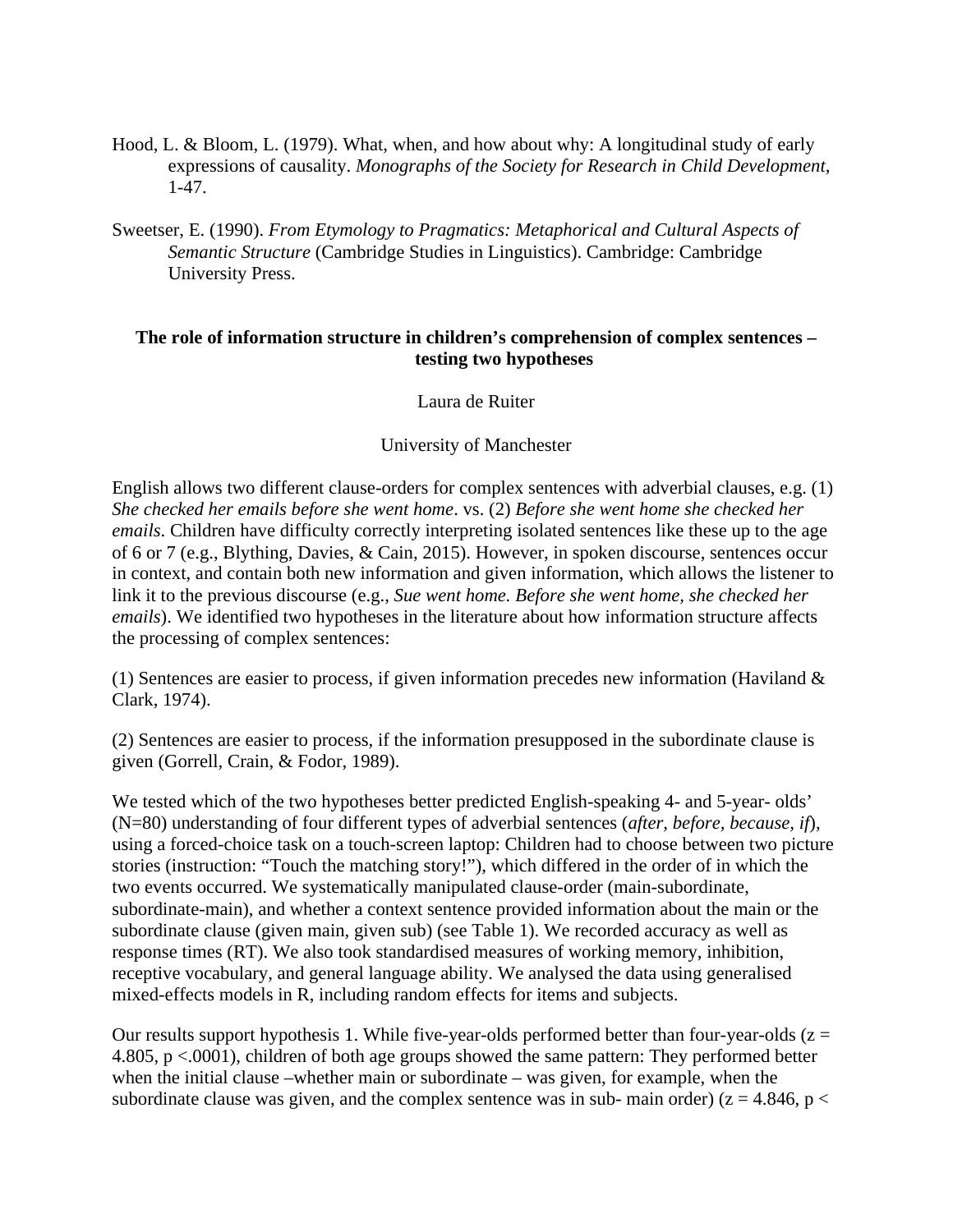Hood, L. & Bloom, L. (1979). What, when, and how about why: A longitudinal study of early expressions of causality. *Monographs of the Society for Research in Child Development*, 1-47.

Sweetser, E. (1990). *From Etymology to Pragmatics: Metaphorical and Cultural Aspects of Semantic Structure* (Cambridge Studies in Linguistics). Cambridge: Cambridge University Press.

**The role of information structure in children's comprehension of complex sentences – testing two hypotheses**

Laura de Ruiter

University of Manchester

English allows two different clause-orders for complex sentences with adverbial clauses, e.g. (1) *She checked her emails before she went home*. vs. (2) *Before she went home she checked her emails*. Children have difficulty correctly interpreting isolated sentences like these up to the age of 6 or 7 (e.g., Blything, Davies, & Cain, 2015). However, in spoken discourse, sentences occur in context, and contain both new information and given information, which allows the listener to link it to the previous discourse (e.g., *Sue went home. Before she went home, she checked her emails*). We identified two hypotheses in the literature about how information structure affects the processing of complex sentences:

(1) Sentences are easier to process, if given information precedes new information (Haviland & Clark, 1974).

(2) Sentences are easier to process, if the information presupposed in the subordinate clause is given (Gorrell, Crain, & Fodor, 1989).

We tested which of the two hypotheses better predicted English-speaking 4- and 5-year- olds' (N=80) understanding of four different types of adverbial sentences (*after, before, because, if*), using a forced-choice task on a touch-screen laptop: Children had to choose between two picture stories (instruction: "Touch the matching story!"), which differed in the order of in which the two events occurred. We systematically manipulated clause-order (main-subordinate, subordinate-main), and whether a context sentence provided information about the main or the subordinate clause (given main, given sub) (see Table 1). We recorded accuracy as well as response times (RT). We also took standardised measures of working memory, inhibition, receptive vocabulary, and general language ability. We analysed the data using generalised mixed-effects models in R, including random effects for items and subjects.

Our results support hypothesis 1. While five-year-olds performed better than four-year-olds ($z = 4.805$, $p < .0001$), children of both age groups showed the same pattern: They performed better when the initial clause –whether main or subordinate – was given, for example, when the subordinate clause was given, and the complex sentence was in sub- main order) ($z = 4.846$, p <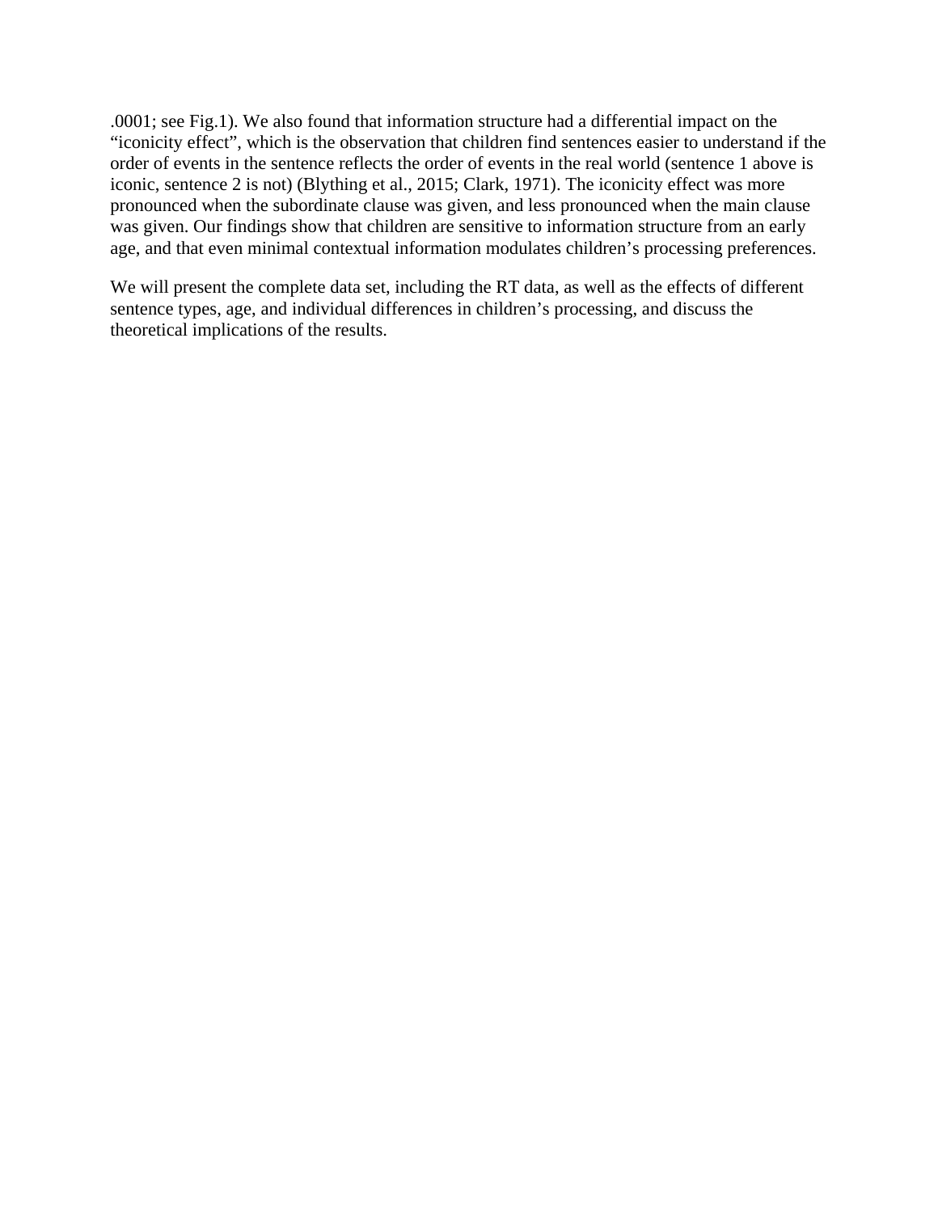.0001; see Fig.1). We also found that information structure had a differential impact on the “iconicity effect”, which is the observation that children find sentences easier to understand if the order of events in the sentence reflects the order of events in the real world (sentence 1 above is iconic, sentence 2 is not) (Blything et al., 2015; Clark, 1971). The iconicity effect was more pronounced when the subordinate clause was given, and less pronounced when the main clause was given. Our findings show that children are sensitive to information structure from an early age, and that even minimal contextual information modulates children’s processing preferences.

We will present the complete data set, including the RT data, as well as the effects of different sentence types, age, and individual differences in children’s processing, and discuss the theoretical implications of the results.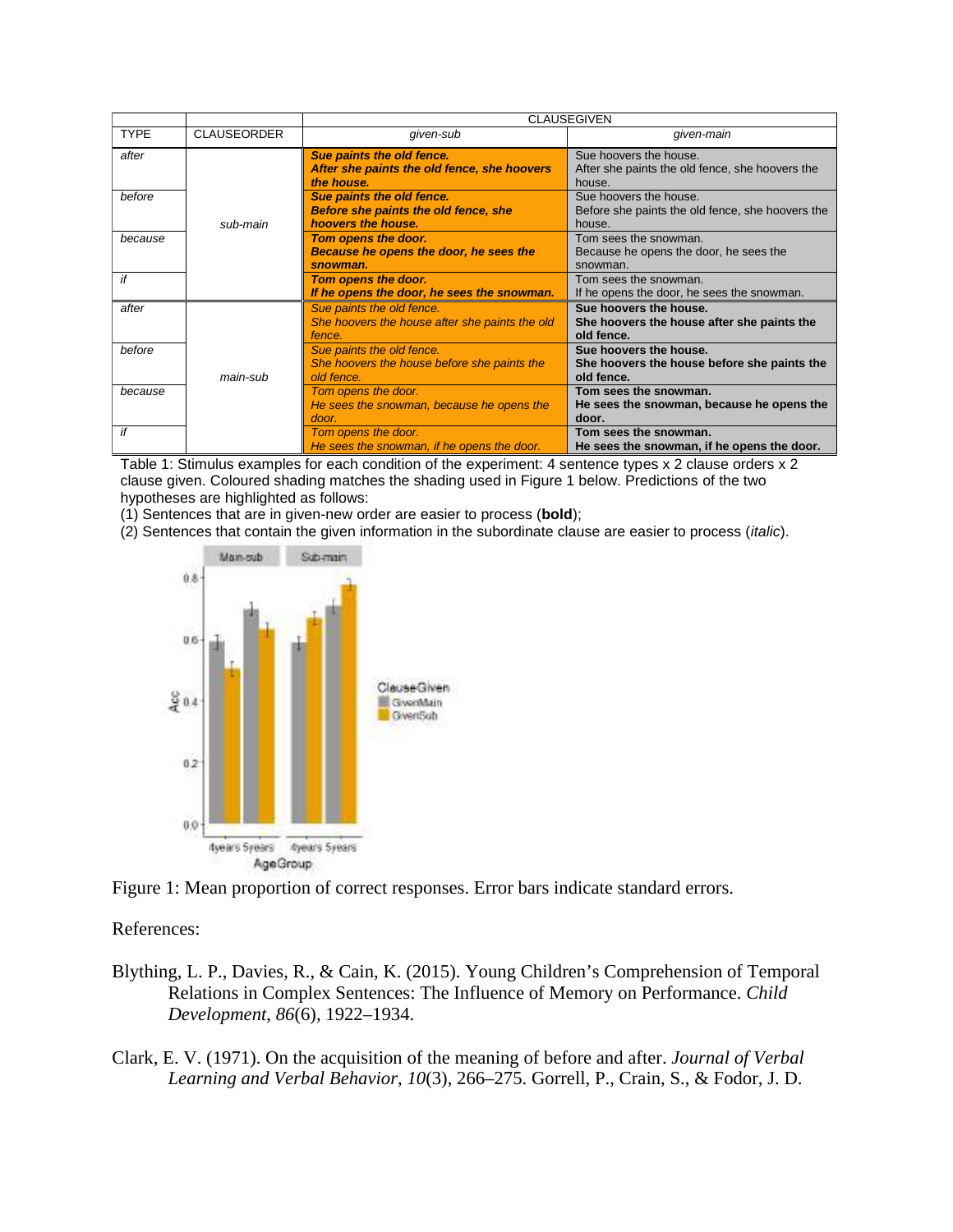| | | CLAUSEGIVEN | |
|---|---|---|---|
| TYPE | CLAUSEORDER | *given-sub* | *given-main* |
| *after* | *sub-main* | ***Sue paints the old fence. After she paints the old fence, she hoovers the house.*** | Sue hoovers the house. After she paints the old fence, she hoovers the house. |
| *before* | | ***Sue paints the old fence. Before she paints the old fence, she hoovers the house.*** | Sue hoovers the house. Before she paints the old fence, she hoovers the house. |
| *because* | | ***Tom opens the door. Because he opens the door, he sees the snowman.*** | Tom sees the snowman. Because he opens the door, he sees the snowman. |
| *if* | | ***Tom opens the door. If he opens the door, he sees the snowman.*** | Tom sees the snowman. If he opens the door, he sees the snowman. |
| *after* | *main-sub* | *Sue paints the old fence. She hoovers the house after she paints the old fence.* | **Sue hoovers the house. She hoovers the house after she paints the old fence.** |
| *before* | | *Sue paints the old fence. She hoovers the house before she paints the old fence.* | **Sue hoovers the house. She hoovers the house before she paints the old fence.** |
| *because* | | *Tom opens the door. He sees the snowman, because he opens the door.* | **Tom sees the snowman. He sees the snowman, because he opens the door.** |
| *if* | | *Tom opens the door. He sees the snowman, if he opens the door.* | **Tom sees the snowman. He sees the snowman, if he opens the door.** |

Table 1: Stimulus examples for each condition of the experiment: 4 sentence types x 2 clause orders x 2 clause given. Coloured shading matches the shading used in Figure 1 below. Predictions of the two hypotheses are highlighted as follows:
(1) Sentences that are in given-new order are easier to process (**bold**);
(2) Sentences that contain the given information in the subordinate clause are easier to process (*italic*).

Figure 1: Mean proportion of correct responses. Error bars indicate standard errors.

References:

Blything, L. P., Davies, R., & Cain, K. (2015). Young Children's Comprehension of Temporal Relations in Complex Sentences: The Influence of Memory on Performance. *Child Development*, *86*(6), 1922–1934.

Clark, E. V. (1971). On the acquisition of the meaning of before and after. *Journal of Verbal Learning and Verbal Behavior*, *10*(3), 266–275. Gorrell, P., Crain, S., & Fodor, J. D.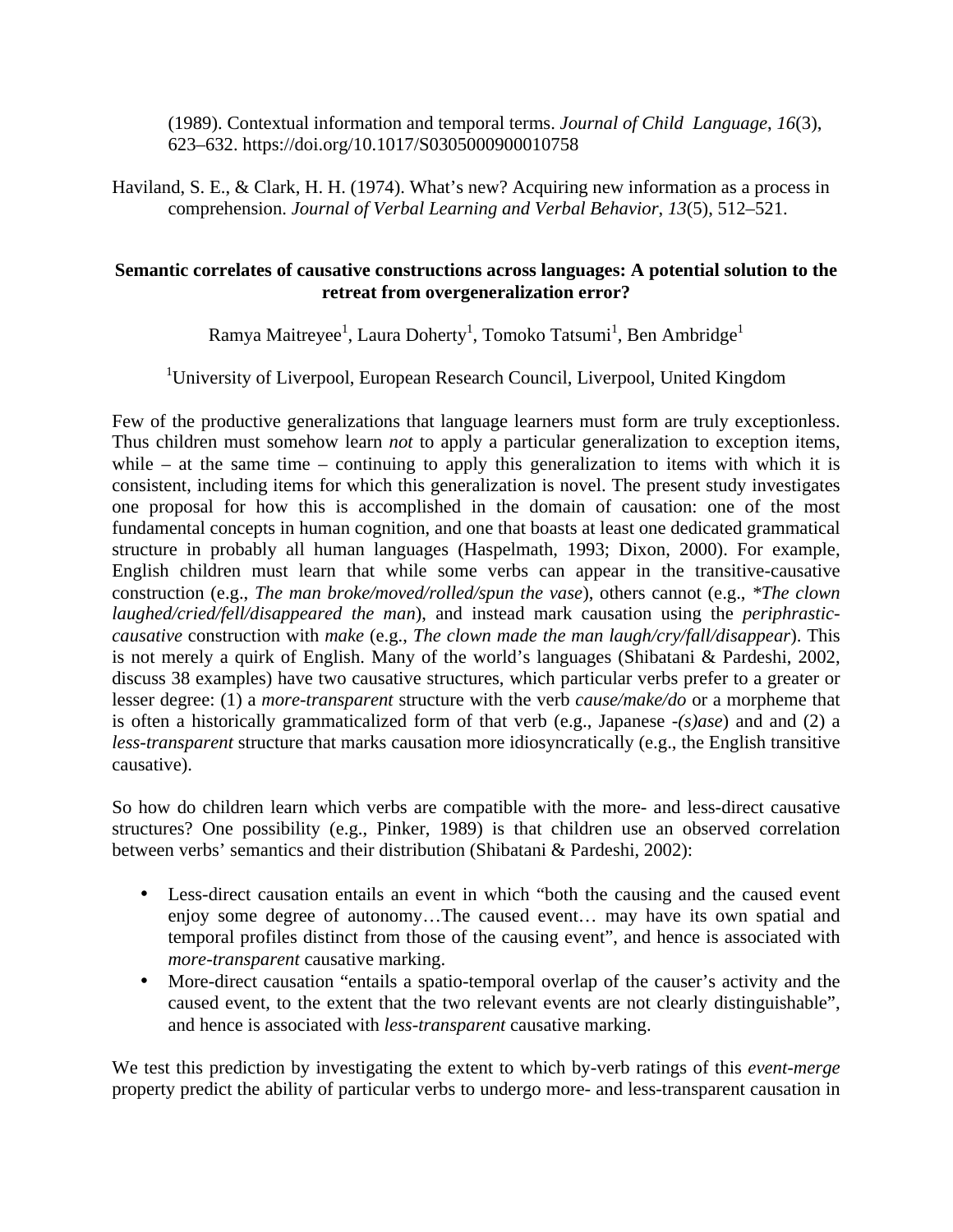(1989). Contextual information and temporal terms. *Journal of Child Language*, *16*(3), 623–632. https://doi.org/10.1017/S0305000900010758

Haviland, S. E., & Clark, H. H. (1974). What's new? Acquiring new information as a process in comprehension. *Journal of Verbal Learning and Verbal Behavior*, *13*(5), 512–521.

**Semantic correlates of causative constructions across languages: A potential solution to the retreat from overgeneralization error?**

Ramya Maitreyee[1], Laura Doherty[1], Tomoko Tatsumi[1], Ben Ambridge[1]

[1]University of Liverpool, European Research Council, Liverpool, United Kingdom

Few of the productive generalizations that language learners must form are truly exceptionless. Thus children must somehow learn *not* to apply a particular generalization to exception items, while – at the same time – continuing to apply this generalization to items with which it is consistent, including items for which this generalization is novel. The present study investigates one proposal for how this is accomplished in the domain of causation: one of the most fundamental concepts in human cognition, and one that boasts at least one dedicated grammatical structure in probably all human languages (Haspelmath, 1993; Dixon, 2000). For example, English children must learn that while some verbs can appear in the transitive-causative construction (e.g., *The man broke/moved/rolled/spun the vase*), others cannot (e.g., *\*The clown laughed/cried/fell/disappeared the man*), and instead mark causation using the *periphrastic-causative* construction with *make* (e.g., *The clown made the man laugh/cry/fall/disappear*). This is not merely a quirk of English. Many of the world's languages (Shibatani & Pardeshi, 2002, discuss 38 examples) have two causative structures, which particular verbs prefer to a greater or lesser degree: (1) a *more-transparent* structure with the verb *cause/make/do* or a morpheme that is often a historically grammaticalized form of that verb (e.g., Japanese *-(s)ase*) and and (2) a *less-transparent* structure that marks causation more idiosyncratically (e.g., the English transitive causative).

So how do children learn which verbs are compatible with the more- and less-direct causative structures? One possibility (e.g., Pinker, 1989) is that children use an observed correlation between verbs' semantics and their distribution (Shibatani & Pardeshi, 2002):

- Less-direct causation entails an event in which "both the causing and the caused event enjoy some degree of autonomy…The caused event… may have its own spatial and temporal profiles distinct from those of the causing event", and hence is associated with *more-transparent* causative marking.
- More-direct causation "entails a spatio-temporal overlap of the causer's activity and the caused event, to the extent that the two relevant events are not clearly distinguishable", and hence is associated with *less-transparent* causative marking.

We test this prediction by investigating the extent to which by-verb ratings of this *event-merge* property predict the ability of particular verbs to undergo more- and less-transparent causation in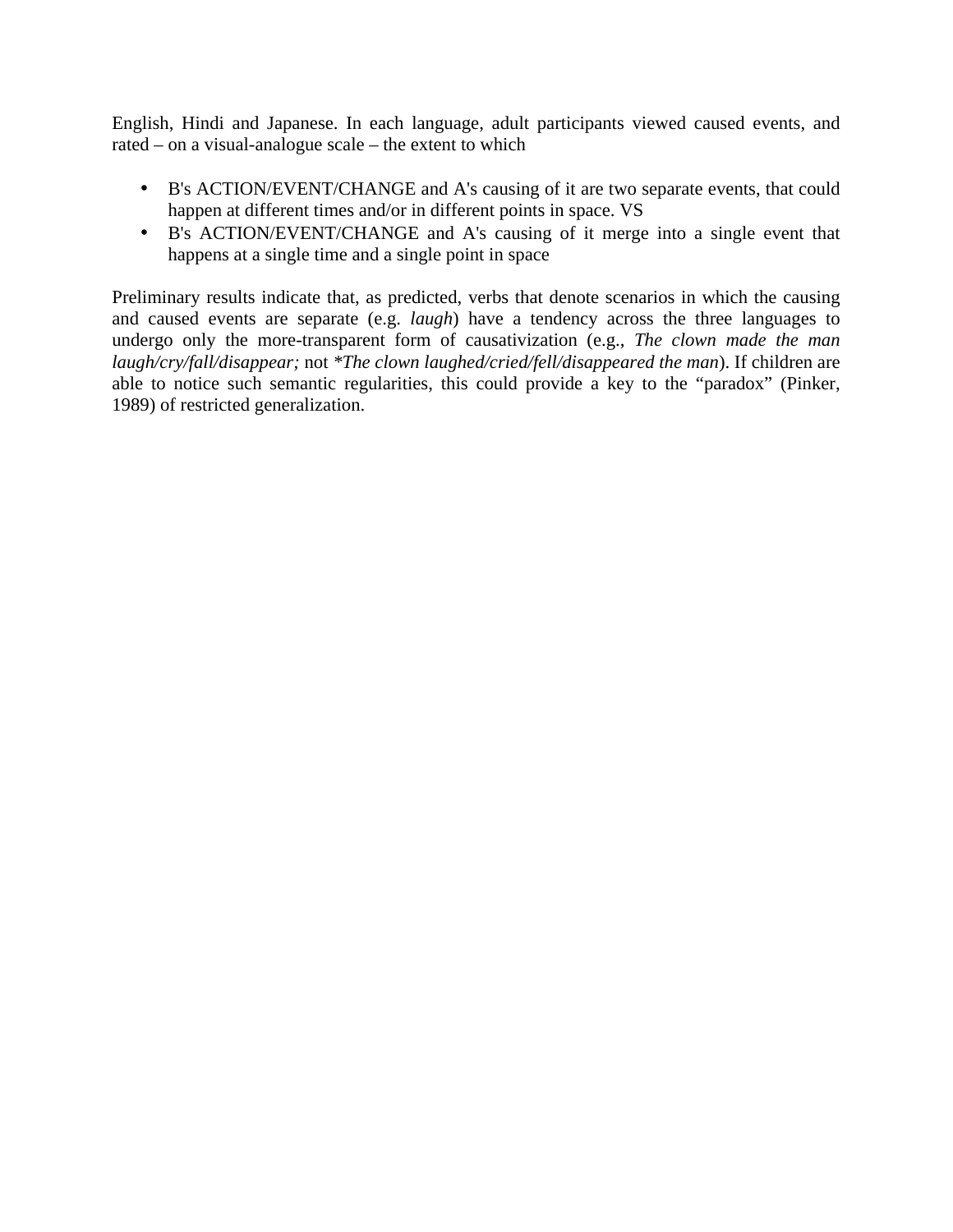English, Hindi and Japanese. In each language, adult participants viewed caused events, and rated – on a visual-analogue scale – the extent to which

- B's ACTION/EVENT/CHANGE and A's causing of it are two separate events, that could happen at different times and/or in different points in space. VS
- B's ACTION/EVENT/CHANGE and A's causing of it merge into a single event that happens at a single time and a single point in space

Preliminary results indicate that, as predicted, verbs that denote scenarios in which the causing and caused events are separate (e.g. *laugh*) have a tendency across the three languages to undergo only the more-transparent form of causativization (e.g., *The clown made the man laugh/cry/fall/disappear;* not *\*The clown laughed/cried/fell/disappeared the man*). If children are able to notice such semantic regularities, this could provide a key to the "paradox" (Pinker, 1989) of restricted generalization.